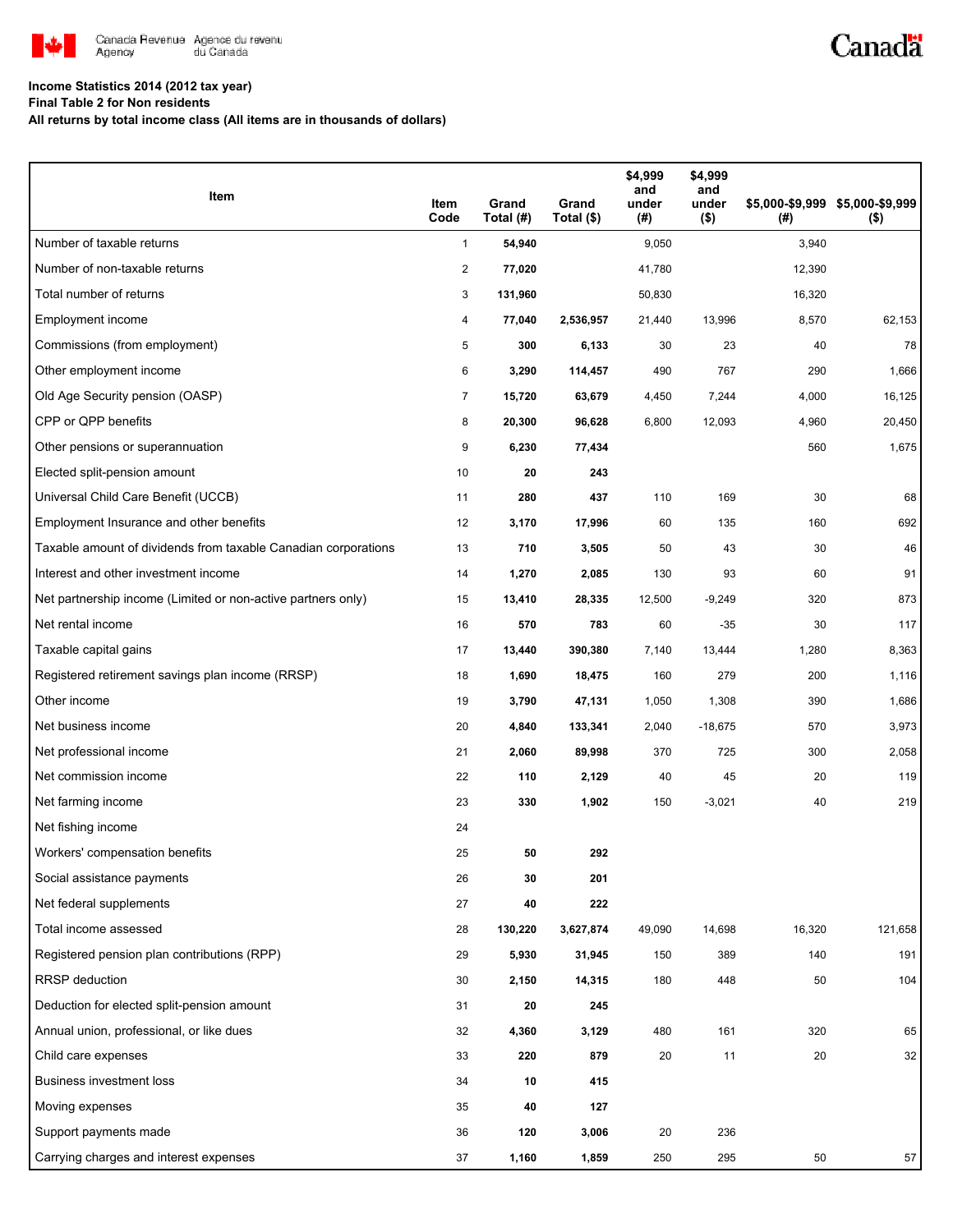**Income Statistics 2014 (2012 tax year)**
**Final Table 2 for Non residents**
**All returns by total income class (All items are in thousands of dollars)**

| Item | Item Code | Grand Total (#) | Grand Total ($) | $4,999 and under (#) | $4,999 and under ($) | $5,000-$9,999 (#) | $5,000-$9,999 ($) |
|---|---|---|---|---|---|---|---|
| Number of taxable returns | 1 | **54,940** | | 9,050 | | 3,940 | |
| Number of non-taxable returns | 2 | **77,020** | | 41,780 | | 12,390 | |
| Total number of returns | 3 | **131,960** | | 50,830 | | 16,320 | |
| Employment income | 4 | **77,040** | **2,536,957** | 21,440 | 13,996 | 8,570 | 62,153 |
| Commissions (from employment) | 5 | **300** | **6,133** | 30 | 23 | 40 | 78 |
| Other employment income | 6 | **3,290** | **114,457** | 490 | 767 | 290 | 1,666 |
| Old Age Security pension (OASP) | 7 | **15,720** | **63,679** | 4,450 | 7,244 | 4,000 | 16,125 |
| CPP or QPP benefits | 8 | **20,300** | **96,628** | 6,800 | 12,093 | 4,960 | 20,450 |
| Other pensions or superannuation | 9 | **6,230** | **77,434** | | | 560 | 1,675 |
| Elected split-pension amount | 10 | **20** | **243** | | | | |
| Universal Child Care Benefit (UCCB) | 11 | **280** | **437** | 110 | 169 | 30 | 68 |
| Employment Insurance and other benefits | 12 | **3,170** | **17,996** | 60 | 135 | 160 | 692 |
| Taxable amount of dividends from taxable Canadian corporations | 13 | **710** | **3,505** | 50 | 43 | 30 | 46 |
| Interest and other investment income | 14 | **1,270** | **2,085** | 130 | 93 | 60 | 91 |
| Net partnership income (Limited or non-active partners only) | 15 | **13,410** | **28,335** | 12,500 | -9,249 | 320 | 873 |
| Net rental income | 16 | **570** | **783** | 60 | -35 | 30 | 117 |
| Taxable capital gains | 17 | **13,440** | **390,380** | 7,140 | 13,444 | 1,280 | 8,363 |
| Registered retirement savings plan income (RRSP) | 18 | **1,690** | **18,475** | 160 | 279 | 200 | 1,116 |
| Other income | 19 | **3,790** | **47,131** | 1,050 | 1,308 | 390 | 1,686 |
| Net business income | 20 | **4,840** | **133,341** | 2,040 | -18,675 | 570 | 3,973 |
| Net professional income | 21 | **2,060** | **89,998** | 370 | 725 | 300 | 2,058 |
| Net commission income | 22 | **110** | **2,129** | 40 | 45 | 20 | 119 |
| Net farming income | 23 | **330** | **1,902** | 150 | -3,021 | 40 | 219 |
| Net fishing income | 24 | | | | | | |
| Workers' compensation benefits | 25 | **50** | **292** | | | | |
| Social assistance payments | 26 | **30** | **201** | | | | |
| Net federal supplements | 27 | **40** | **222** | | | | |
| Total income assessed | 28 | **130,220** | **3,627,874** | 49,090 | 14,698 | 16,320 | 121,658 |
| Registered pension plan contributions (RPP) | 29 | **5,930** | **31,945** | 150 | 389 | 140 | 191 |
| RRSP deduction | 30 | **2,150** | **14,315** | 180 | 448 | 50 | 104 |
| Deduction for elected split-pension amount | 31 | **20** | **245** | | | | |
| Annual union, professional, or like dues | 32 | **4,360** | **3,129** | 480 | 161 | 320 | 65 |
| Child care expenses | 33 | **220** | **879** | 20 | 11 | 20 | 32 |
| Business investment loss | 34 | **10** | **415** | | | | |
| Moving expenses | 35 | **40** | **127** | | | | |
| Support payments made | 36 | **120** | **3,006** | 20 | 236 | | |
| Carrying charges and interest expenses | 37 | **1,160** | **1,859** | 250 | 295 | 50 | 57 |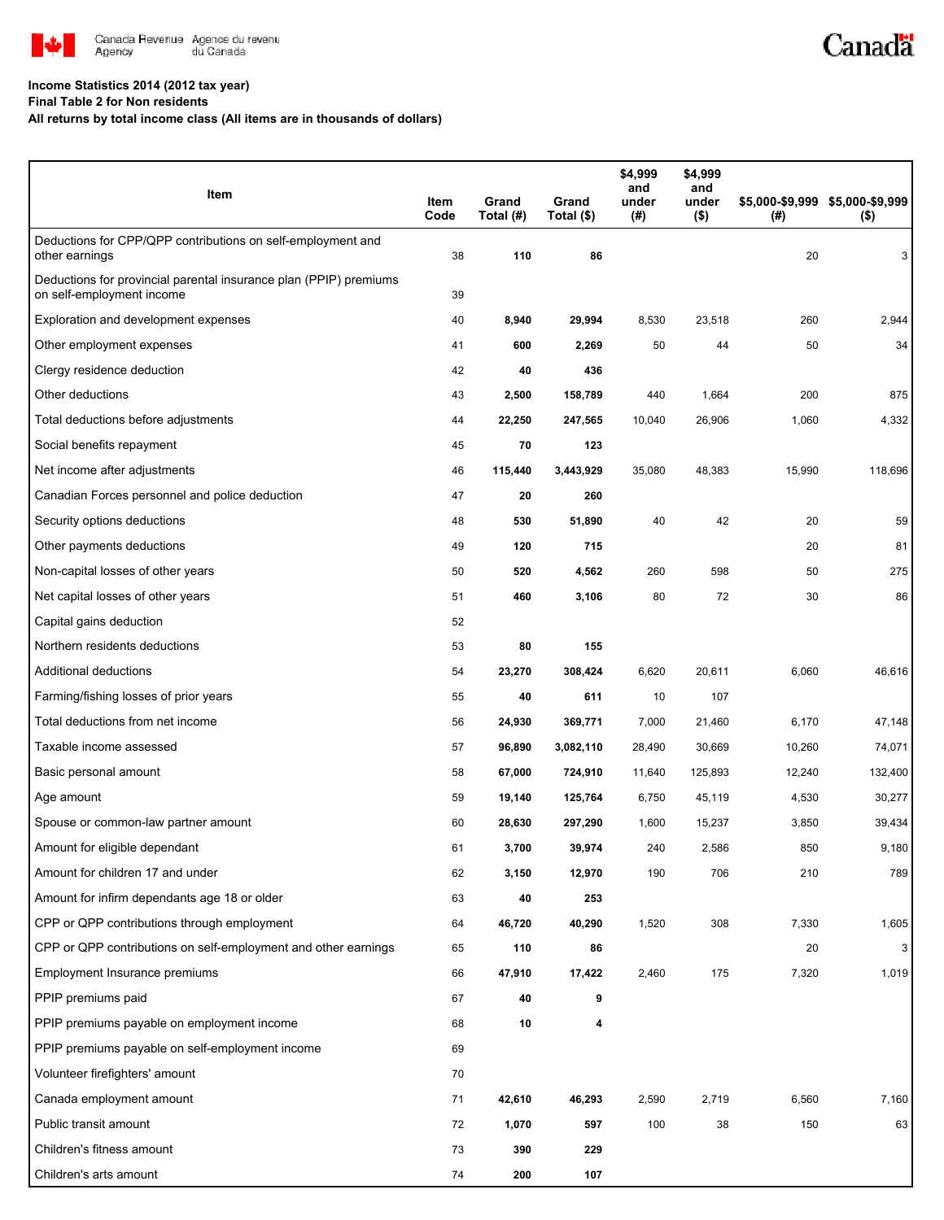**Income Statistics 2014 (2012 tax year)**
**Final Table 2 for Non residents**
**All returns by total income class (All items are in thousands of dollars)**

| Item | Item Code | Grand Total (#) | Grand Total ($) | $4,999 and under (#) | $4,999 and under ($) | $5,000-$9,999 (#) | $5,000-$9,999 ($) |
|---|---|---|---|---|---|---|---|
| Deductions for CPP/QPP contributions on self-employment and other earnings | 38 | **110** | **86** | | | 20 | 3 |
| Deductions for provincial parental insurance plan (PPIP) premiums on self-employment income | 39 | | | | | | |
| Exploration and development expenses | 40 | **8,940** | **29,994** | 8,530 | 23,518 | 260 | 2,944 |
| Other employment expenses | 41 | **600** | **2,269** | 50 | 44 | 50 | 34 |
| Clergy residence deduction | 42 | **40** | **436** | | | | |
| Other deductions | 43 | **2,500** | **158,789** | 440 | 1,664 | 200 | 875 |
| Total deductions before adjustments | 44 | **22,250** | **247,565** | 10,040 | 26,906 | 1,060 | 4,332 |
| Social benefits repayment | 45 | **70** | **123** | | | | |
| Net income after adjustments | 46 | **115,440** | **3,443,929** | 35,080 | 48,383 | 15,990 | 118,696 |
| Canadian Forces personnel and police deduction | 47 | **20** | **260** | | | | |
| Security options deductions | 48 | **530** | **51,890** | 40 | 42 | 20 | 59 |
| Other payments deductions | 49 | **120** | **715** | | | 20 | 81 |
| Non-capital losses of other years | 50 | **520** | **4,562** | 260 | 598 | 50 | 275 |
| Net capital losses of other years | 51 | **460** | **3,106** | 80 | 72 | 30 | 86 |
| Capital gains deduction | 52 | | | | | | |
| Northern residents deductions | 53 | **80** | **155** | | | | |
| Additional deductions | 54 | **23,270** | **308,424** | 6,620 | 20,611 | 6,060 | 46,616 |
| Farming/fishing losses of prior years | 55 | **40** | **611** | 10 | 107 | | |
| Total deductions from net income | 56 | **24,930** | **369,771** | 7,000 | 21,460 | 6,170 | 47,148 |
| Taxable income assessed | 57 | **96,890** | **3,082,110** | 28,490 | 30,669 | 10,260 | 74,071 |
| Basic personal amount | 58 | **67,000** | **724,910** | 11,640 | 125,893 | 12,240 | 132,400 |
| Age amount | 59 | **19,140** | **125,764** | 6,750 | 45,119 | 4,530 | 30,277 |
| Spouse or common-law partner amount | 60 | **28,630** | **297,290** | 1,600 | 15,237 | 3,850 | 39,434 |
| Amount for eligible dependant | 61 | **3,700** | **39,974** | 240 | 2,586 | 850 | 9,180 |
| Amount for children 17 and under | 62 | **3,150** | **12,970** | 190 | 706 | 210 | 789 |
| Amount for infirm dependants age 18 or older | 63 | **40** | **253** | | | | |
| CPP or QPP contributions through employment | 64 | **46,720** | **40,290** | 1,520 | 308 | 7,330 | 1,605 |
| CPP or QPP contributions on self-employment and other earnings | 65 | **110** | **86** | | | 20 | 3 |
| Employment Insurance premiums | 66 | **47,910** | **17,422** | 2,460 | 175 | 7,320 | 1,019 |
| PPIP premiums paid | 67 | **40** | **9** | | | | |
| PPIP premiums payable on employment income | 68 | **10** | **4** | | | | |
| PPIP premiums payable on self-employment income | 69 | | | | | | |
| Volunteer firefighters' amount | 70 | | | | | | |
| Canada employment amount | 71 | **42,610** | **46,293** | 2,590 | 2,719 | 6,560 | 7,160 |
| Public transit amount | 72 | **1,070** | **597** | 100 | 38 | 150 | 63 |
| Children's fitness amount | 73 | **390** | **229** | | | | |
| Children's arts amount | 74 | **200** | **107** | | | | |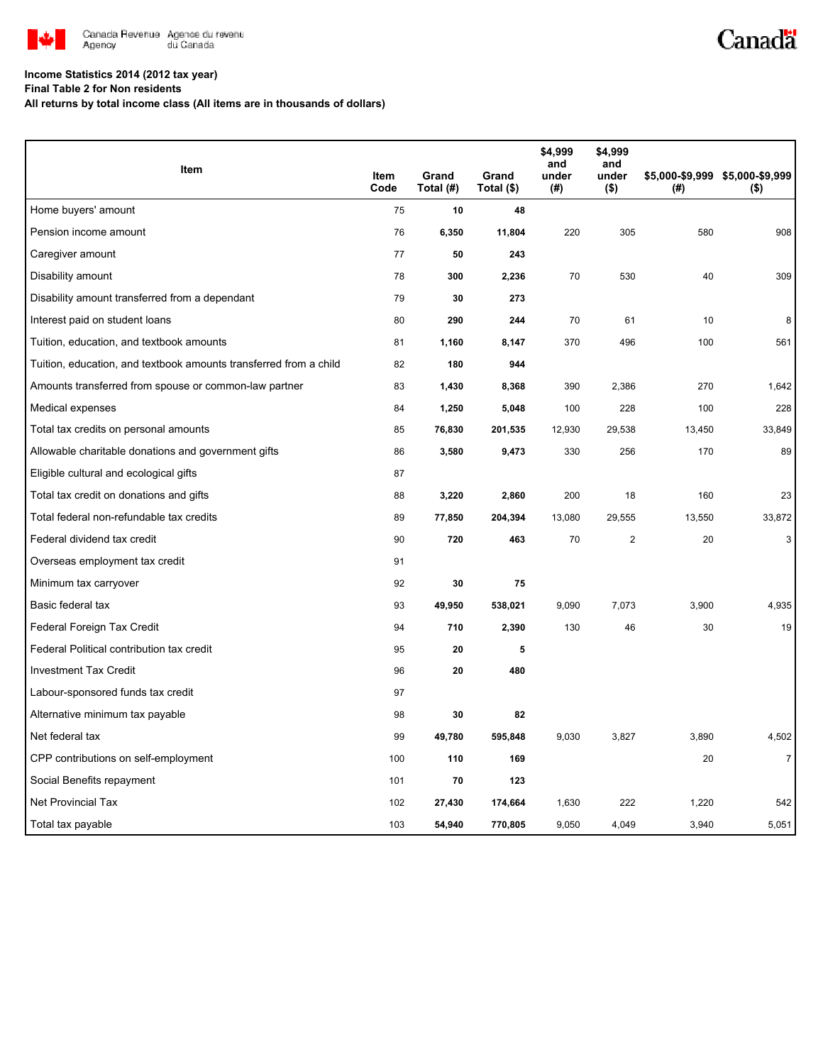Income Statistics 2014 (2012 tax year)

Final Table 2 for Non residents

All returns by total income class (All items are in thousands of dollars)

| Item | Item Code | Grand Total (#) | Grand Total ($) | $4,999 and under (#) | $4,999 and under ($) | $5,000-$9,999 (#) | $5,000-$9,999 ($) |
|---|---|---|---|---|---|---|---|
| Home buyers' amount | 75 | 10 | 48 | | | | |
| Pension income amount | 76 | 6,350 | 11,804 | 220 | 305 | 580 | 908 |
| Caregiver amount | 77 | 50 | 243 | | | | |
| Disability amount | 78 | 300 | 2,236 | 70 | 530 | 40 | 309 |
| Disability amount transferred from a dependant | 79 | 30 | 273 | | | | |
| Interest paid on student loans | 80 | 290 | 244 | 70 | 61 | 10 | 8 |
| Tuition, education, and textbook amounts | 81 | 1,160 | 8,147 | 370 | 496 | 100 | 561 |
| Tuition, education, and textbook amounts transferred from a child | 82 | 180 | 944 | | | | |
| Amounts transferred from spouse or common-law partner | 83 | 1,430 | 8,368 | 390 | 2,386 | 270 | 1,642 |
| Medical expenses | 84 | 1,250 | 5,048 | 100 | 228 | 100 | 228 |
| Total tax credits on personal amounts | 85 | 76,830 | 201,535 | 12,930 | 29,538 | 13,450 | 33,849 |
| Allowable charitable donations and government gifts | 86 | 3,580 | 9,473 | 330 | 256 | 170 | 89 |
| Eligible cultural and ecological gifts | 87 | | | | | | |
| Total tax credit on donations and gifts | 88 | 3,220 | 2,860 | 200 | 18 | 160 | 23 |
| Total federal non-refundable tax credits | 89 | 77,850 | 204,394 | 13,080 | 29,555 | 13,550 | 33,872 |
| Federal dividend tax credit | 90 | 720 | 463 | 70 | 2 | 20 | 3 |
| Overseas employment tax credit | 91 | | | | | | |
| Minimum tax carryover | 92 | 30 | 75 | | | | |
| Basic federal tax | 93 | 49,950 | 538,021 | 9,090 | 7,073 | 3,900 | 4,935 |
| Federal Foreign Tax Credit | 94 | 710 | 2,390 | 130 | 46 | 30 | 19 |
| Federal Political contribution tax credit | 95 | 20 | 5 | | | | |
| Investment Tax Credit | 96 | 20 | 480 | | | | |
| Labour-sponsored funds tax credit | 97 | | | | | | |
| Alternative minimum tax payable | 98 | 30 | 82 | | | | |
| Net federal tax | 99 | 49,780 | 595,848 | 9,030 | 3,827 | 3,890 | 4,502 |
| CPP contributions on self-employment | 100 | 110 | 169 | | | 20 | 7 |
| Social Benefits repayment | 101 | 70 | 123 | | | | |
| Net Provincial Tax | 102 | 27,430 | 174,664 | 1,630 | 222 | 1,220 | 542 |
| Total tax payable | 103 | 54,940 | 770,805 | 9,050 | 4,049 | 3,940 | 5,051 |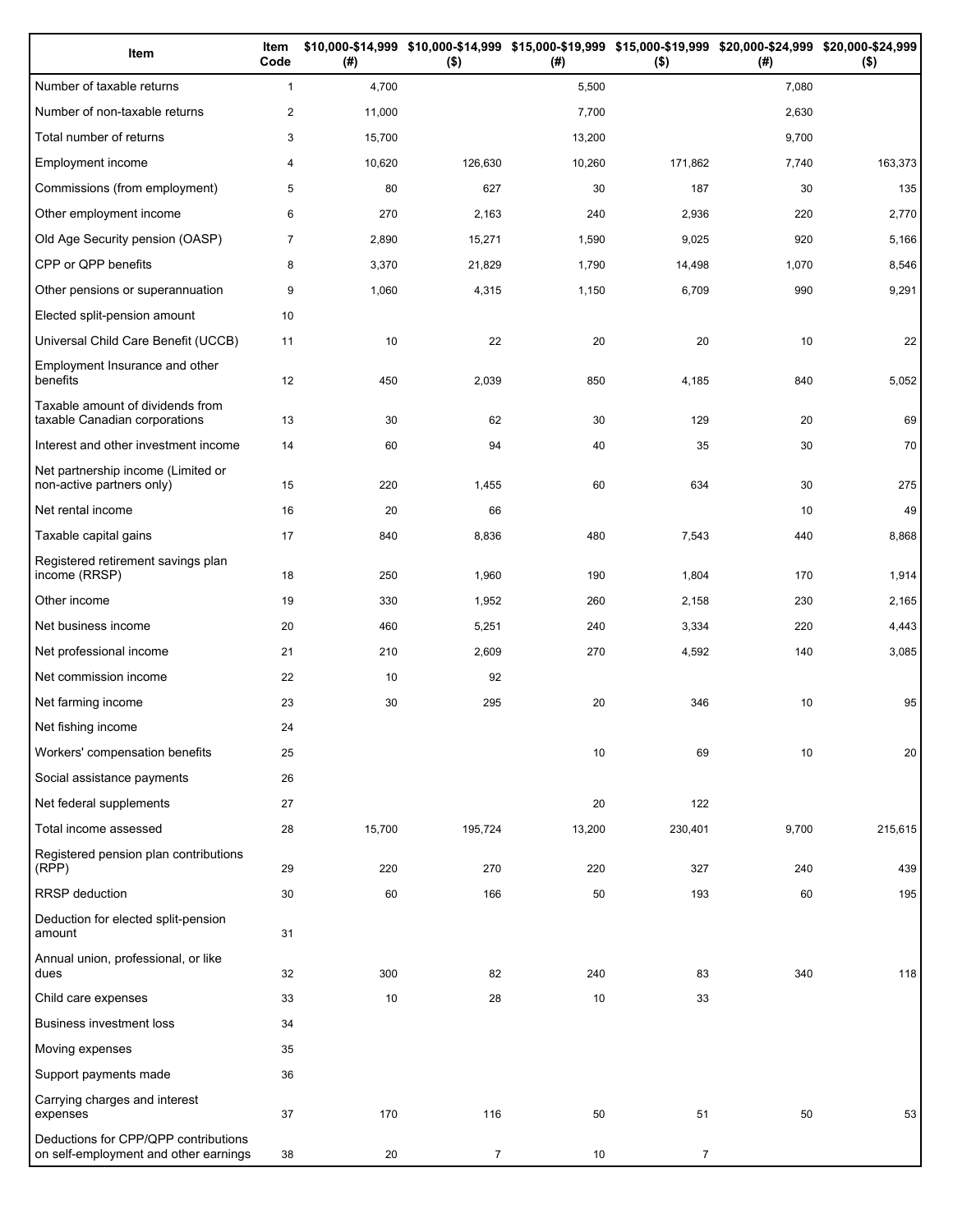| Item | Item Code | $10,000-$14,999 (#) | $10,000-$14,999 ($) | $15,000-$19,999 (#) | $15,000-$19,999 ($) | $20,000-$24,999 (#) | $20,000-$24,999 ($) |
|---|---|---|---|---|---|---|---|
| Number of taxable returns | 1 | 4,700 | | 5,500 | | 7,080 | |
| Number of non-taxable returns | 2 | 11,000 | | 7,700 | | 2,630 | |
| Total number of returns | 3 | 15,700 | | 13,200 | | 9,700 | |
| Employment income | 4 | 10,620 | 126,630 | 10,260 | 171,862 | 7,740 | 163,373 |
| Commissions (from employment) | 5 | 80 | 627 | 30 | 187 | 30 | 135 |
| Other employment income | 6 | 270 | 2,163 | 240 | 2,936 | 220 | 2,770 |
| Old Age Security pension (OASP) | 7 | 2,890 | 15,271 | 1,590 | 9,025 | 920 | 5,166 |
| CPP or QPP benefits | 8 | 3,370 | 21,829 | 1,790 | 14,498 | 1,070 | 8,546 |
| Other pensions or superannuation | 9 | 1,060 | 4,315 | 1,150 | 6,709 | 990 | 9,291 |
| Elected split-pension amount | 10 | | | | | | |
| Universal Child Care Benefit (UCCB) | 11 | 10 | 22 | 20 | 20 | 10 | 22 |
| Employment Insurance and other benefits | 12 | 450 | 2,039 | 850 | 4,185 | 840 | 5,052 |
| Taxable amount of dividends from taxable Canadian corporations | 13 | 30 | 62 | 30 | 129 | 20 | 69 |
| Interest and other investment income | 14 | 60 | 94 | 40 | 35 | 30 | 70 |
| Net partnership income (Limited or non-active partners only) | 15 | 220 | 1,455 | 60 | 634 | 30 | 275 |
| Net rental income | 16 | 20 | 66 | | | 10 | 49 |
| Taxable capital gains | 17 | 840 | 8,836 | 480 | 7,543 | 440 | 8,868 |
| Registered retirement savings plan income (RRSP) | 18 | 250 | 1,960 | 190 | 1,804 | 170 | 1,914 |
| Other income | 19 | 330 | 1,952 | 260 | 2,158 | 230 | 2,165 |
| Net business income | 20 | 460 | 5,251 | 240 | 3,334 | 220 | 4,443 |
| Net professional income | 21 | 210 | 2,609 | 270 | 4,592 | 140 | 3,085 |
| Net commission income | 22 | 10 | 92 | | | | |
| Net farming income | 23 | 30 | 295 | 20 | 346 | 10 | 95 |
| Net fishing income | 24 | | | | | | |
| Workers' compensation benefits | 25 | | | 10 | 69 | 10 | 20 |
| Social assistance payments | 26 | | | | | | |
| Net federal supplements | 27 | | | 20 | 122 | | |
| Total income assessed | 28 | 15,700 | 195,724 | 13,200 | 230,401 | 9,700 | 215,615 |
| Registered pension plan contributions (RPP) | 29 | 220 | 270 | 220 | 327 | 240 | 439 |
| RRSP deduction | 30 | 60 | 166 | 50 | 193 | 60 | 195 |
| Deduction for elected split-pension amount | 31 | | | | | | |
| Annual union, professional, or like dues | 32 | 300 | 82 | 240 | 83 | 340 | 118 |
| Child care expenses | 33 | 10 | 28 | 10 | 33 | | |
| Business investment loss | 34 | | | | | | |
| Moving expenses | 35 | | | | | | |
| Support payments made | 36 | | | | | | |
| Carrying charges and interest expenses | 37 | 170 | 116 | 50 | 51 | 50 | 53 |
| Deductions for CPP/QPP contributions on self-employment and other earnings | 38 | 20 | 7 | 10 | 7 | | |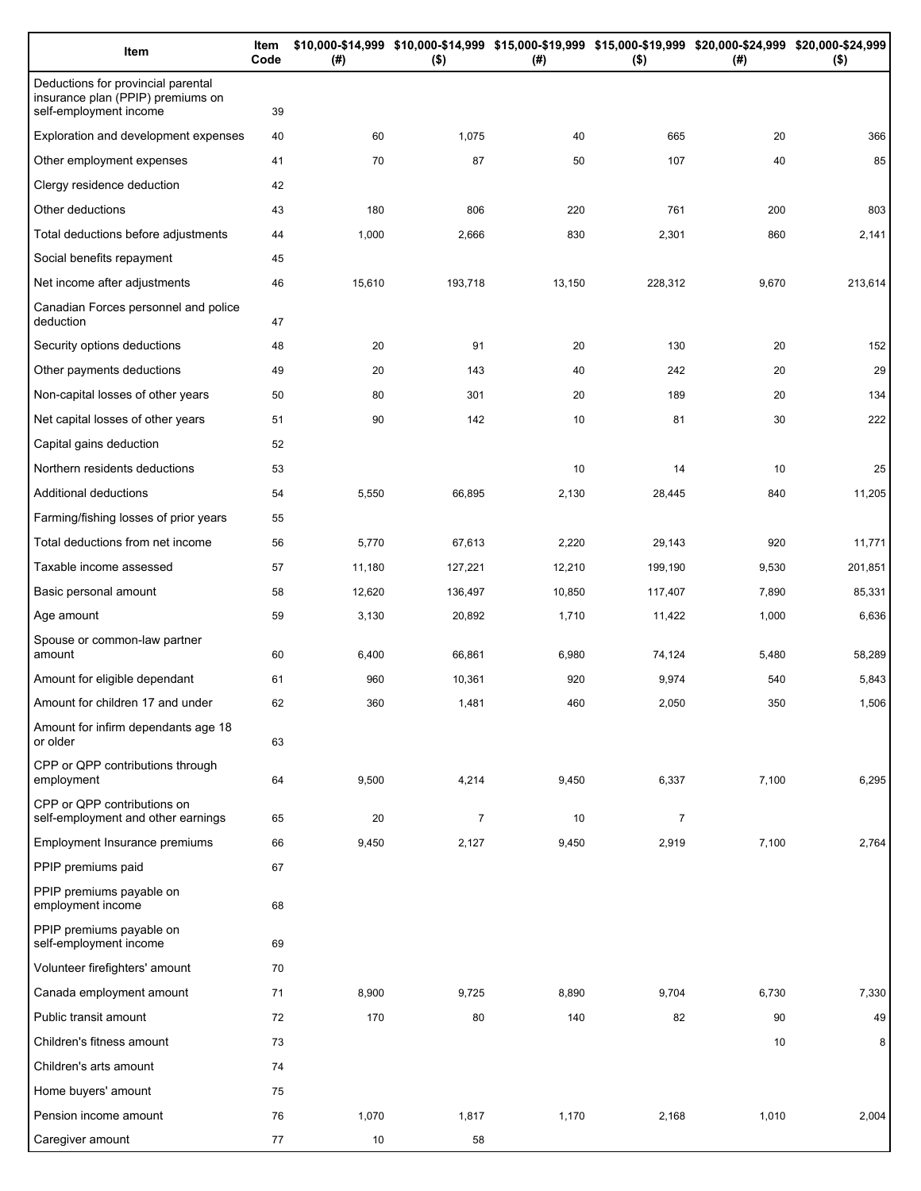| Item | Item Code | $10,000-$14,999 (#) | $10,000-$14,999 ($) | $15,000-$19,999 (#) | $15,000-$19,999 ($) | $20,000-$24,999 (#) | $20,000-$24,999 ($) |
|---|---|---|---|---|---|---|---|
| Deductions for provincial parental insurance plan (PPIP) premiums on self-employment income | 39 | | | | | | |
| Exploration and development expenses | 40 | 60 | 1,075 | 40 | 665 | 20 | 366 |
| Other employment expenses | 41 | 70 | 87 | 50 | 107 | 40 | 85 |
| Clergy residence deduction | 42 | | | | | | |
| Other deductions | 43 | 180 | 806 | 220 | 761 | 200 | 803 |
| Total deductions before adjustments | 44 | 1,000 | 2,666 | 830 | 2,301 | 860 | 2,141 |
| Social benefits repayment | 45 | | | | | | |
| Net income after adjustments | 46 | 15,610 | 193,718 | 13,150 | 228,312 | 9,670 | 213,614 |
| Canadian Forces personnel and police deduction | 47 | | | | | | |
| Security options deductions | 48 | 20 | 91 | 20 | 130 | 20 | 152 |
| Other payments deductions | 49 | 20 | 143 | 40 | 242 | 20 | 29 |
| Non-capital losses of other years | 50 | 80 | 301 | 20 | 189 | 20 | 134 |
| Net capital losses of other years | 51 | 90 | 142 | 10 | 81 | 30 | 222 |
| Capital gains deduction | 52 | | | | | | |
| Northern residents deductions | 53 | | | 10 | 14 | 10 | 25 |
| Additional deductions | 54 | 5,550 | 66,895 | 2,130 | 28,445 | 840 | 11,205 |
| Farming/fishing losses of prior years | 55 | | | | | | |
| Total deductions from net income | 56 | 5,770 | 67,613 | 2,220 | 29,143 | 920 | 11,771 |
| Taxable income assessed | 57 | 11,180 | 127,221 | 12,210 | 199,190 | 9,530 | 201,851 |
| Basic personal amount | 58 | 12,620 | 136,497 | 10,850 | 117,407 | 7,890 | 85,331 |
| Age amount | 59 | 3,130 | 20,892 | 1,710 | 11,422 | 1,000 | 6,636 |
| Spouse or common-law partner amount | 60 | 6,400 | 66,861 | 6,980 | 74,124 | 5,480 | 58,289 |
| Amount for eligible dependant | 61 | 960 | 10,361 | 920 | 9,974 | 540 | 5,843 |
| Amount for children 17 and under | 62 | 360 | 1,481 | 460 | 2,050 | 350 | 1,506 |
| Amount for infirm dependants age 18 or older | 63 | | | | | | |
| CPP or QPP contributions through employment | 64 | 9,500 | 4,214 | 9,450 | 6,337 | 7,100 | 6,295 |
| CPP or QPP contributions on self-employment and other earnings | 65 | 20 | 7 | 10 | 7 | | |
| Employment Insurance premiums | 66 | 9,450 | 2,127 | 9,450 | 2,919 | 7,100 | 2,764 |
| PPIP premiums paid | 67 | | | | | | |
| PPIP premiums payable on employment income | 68 | | | | | | |
| PPIP premiums payable on self-employment income | 69 | | | | | | |
| Volunteer firefighters' amount | 70 | | | | | | |
| Canada employment amount | 71 | 8,900 | 9,725 | 8,890 | 9,704 | 6,730 | 7,330 |
| Public transit amount | 72 | 170 | 80 | 140 | 82 | 90 | 49 |
| Children's fitness amount | 73 | | | | | 10 | 8 |
| Children's arts amount | 74 | | | | | | |
| Home buyers' amount | 75 | | | | | | |
| Pension income amount | 76 | 1,070 | 1,817 | 1,170 | 2,168 | 1,010 | 2,004 |
| Caregiver amount | 77 | 10 | 58 | | | | |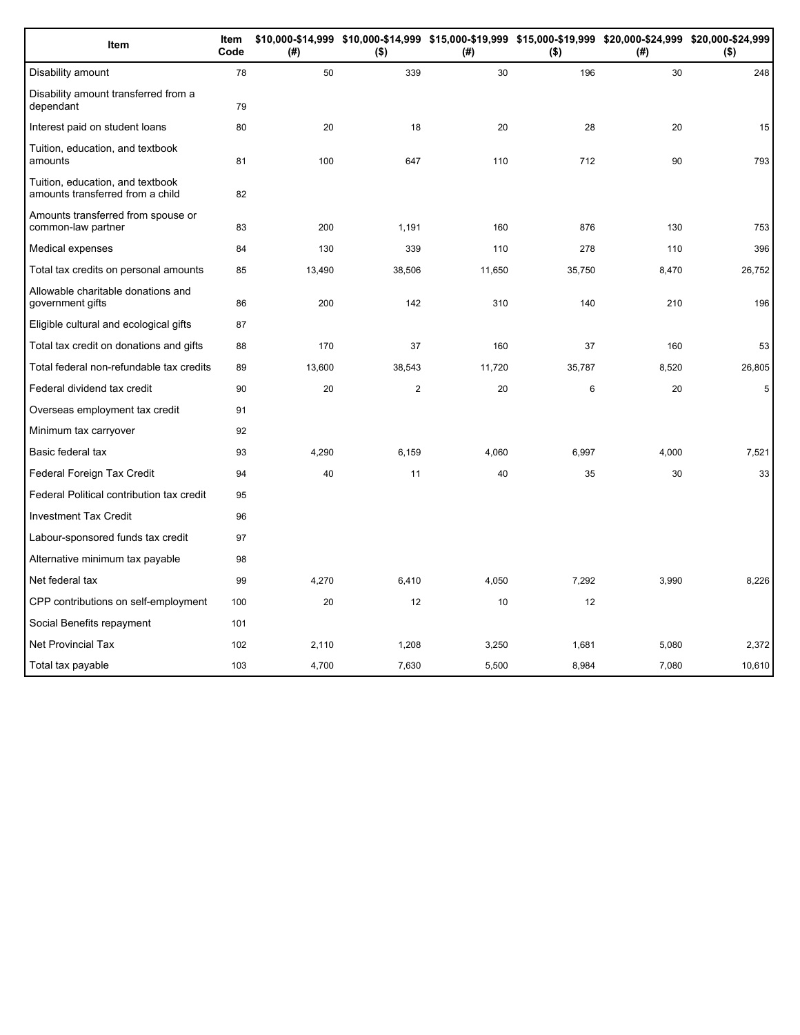| Item | Item Code | $10,000-$14,999 (#) | $10,000-$14,999 ($) | $15,000-$19,999 (#) | $15,000-$19,999 ($) | $20,000-$24,999 (#) | $20,000-$24,999 ($) |
|---|---|---|---|---|---|---|---|
| Disability amount | 78 | 50 | 339 | 30 | 196 | 30 | 248 |
| Disability amount transferred from a dependant | 79 | | | | | | |
| Interest paid on student loans | 80 | 20 | 18 | 20 | 28 | 20 | 15 |
| Tuition, education, and textbook amounts | 81 | 100 | 647 | 110 | 712 | 90 | 793 |
| Tuition, education, and textbook amounts transferred from a child | 82 | | | | | | |
| Amounts transferred from spouse or common-law partner | 83 | 200 | 1,191 | 160 | 876 | 130 | 753 |
| Medical expenses | 84 | 130 | 339 | 110 | 278 | 110 | 396 |
| Total tax credits on personal amounts | 85 | 13,490 | 38,506 | 11,650 | 35,750 | 8,470 | 26,752 |
| Allowable charitable donations and government gifts | 86 | 200 | 142 | 310 | 140 | 210 | 196 |
| Eligible cultural and ecological gifts | 87 | | | | | | |
| Total tax credit on donations and gifts | 88 | 170 | 37 | 160 | 37 | 160 | 53 |
| Total federal non-refundable tax credits | 89 | 13,600 | 38,543 | 11,720 | 35,787 | 8,520 | 26,805 |
| Federal dividend tax credit | 90 | 20 | 2 | 20 | 6 | 20 | 5 |
| Overseas employment tax credit | 91 | | | | | | |
| Minimum tax carryover | 92 | | | | | | |
| Basic federal tax | 93 | 4,290 | 6,159 | 4,060 | 6,997 | 4,000 | 7,521 |
| Federal Foreign Tax Credit | 94 | 40 | 11 | 40 | 35 | 30 | 33 |
| Federal Political contribution tax credit | 95 | | | | | | |
| Investment Tax Credit | 96 | | | | | | |
| Labour-sponsored funds tax credit | 97 | | | | | | |
| Alternative minimum tax payable | 98 | | | | | | |
| Net federal tax | 99 | 4,270 | 6,410 | 4,050 | 7,292 | 3,990 | 8,226 |
| CPP contributions on self-employment | 100 | 20 | 12 | 10 | 12 | | |
| Social Benefits repayment | 101 | | | | | | |
| Net Provincial Tax | 102 | 2,110 | 1,208 | 3,250 | 1,681 | 5,080 | 2,372 |
| Total tax payable | 103 | 4,700 | 7,630 | 5,500 | 8,984 | 7,080 | 10,610 |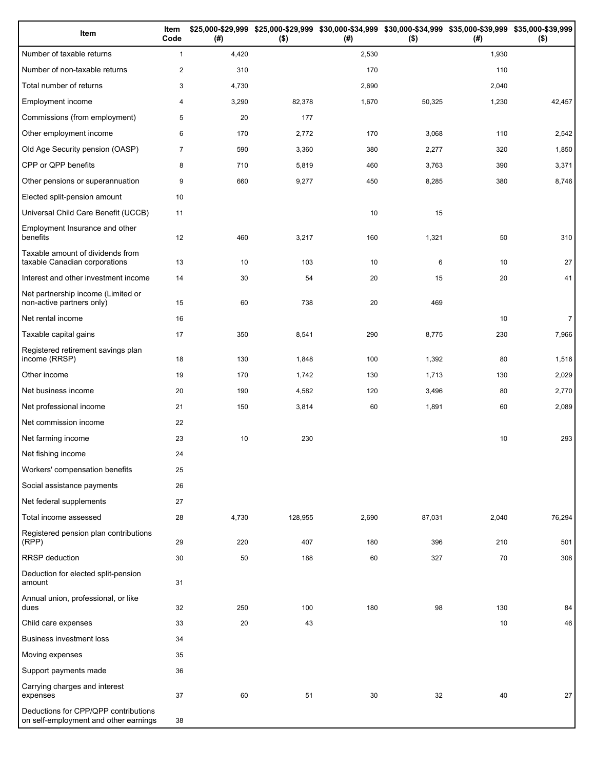| Item | Item Code | $25,000-$29,999 (#) | $25,000-$29,999 ($) | $30,000-$34,999 (#) | $30,000-$34,999 ($) | $35,000-$39,999 (#) | $35,000-$39,999 ($) |
|---|---|---|---|---|---|---|---|
| Number of taxable returns | 1 | 4,420 | | 2,530 | | 1,930 | |
| Number of non-taxable returns | 2 | 310 | | 170 | | 110 | |
| Total number of returns | 3 | 4,730 | | 2,690 | | 2,040 | |
| Employment income | 4 | 3,290 | 82,378 | 1,670 | 50,325 | 1,230 | 42,457 |
| Commissions (from employment) | 5 | 20 | 177 | | | | |
| Other employment income | 6 | 170 | 2,772 | 170 | 3,068 | 110 | 2,542 |
| Old Age Security pension (OASP) | 7 | 590 | 3,360 | 380 | 2,277 | 320 | 1,850 |
| CPP or QPP benefits | 8 | 710 | 5,819 | 460 | 3,763 | 390 | 3,371 |
| Other pensions or superannuation | 9 | 660 | 9,277 | 450 | 8,285 | 380 | 8,746 |
| Elected split-pension amount | 10 | | | | | | |
| Universal Child Care Benefit (UCCB) | 11 | | | 10 | 15 | | |
| Employment Insurance and other benefits | 12 | 460 | 3,217 | 160 | 1,321 | 50 | 310 |
| Taxable amount of dividends from taxable Canadian corporations | 13 | 10 | 103 | 10 | 6 | 10 | 27 |
| Interest and other investment income | 14 | 30 | 54 | 20 | 15 | 20 | 41 |
| Net partnership income (Limited or non-active partners only) | 15 | 60 | 738 | 20 | 469 | | |
| Net rental income | 16 | | | | | 10 | 7 |
| Taxable capital gains | 17 | 350 | 8,541 | 290 | 8,775 | 230 | 7,966 |
| Registered retirement savings plan income (RRSP) | 18 | 130 | 1,848 | 100 | 1,392 | 80 | 1,516 |
| Other income | 19 | 170 | 1,742 | 130 | 1,713 | 130 | 2,029 |
| Net business income | 20 | 190 | 4,582 | 120 | 3,496 | 80 | 2,770 |
| Net professional income | 21 | 150 | 3,814 | 60 | 1,891 | 60 | 2,089 |
| Net commission income | 22 | | | | | | |
| Net farming income | 23 | 10 | 230 | | | 10 | 293 |
| Net fishing income | 24 | | | | | | |
| Workers' compensation benefits | 25 | | | | | | |
| Social assistance payments | 26 | | | | | | |
| Net federal supplements | 27 | | | | | | |
| Total income assessed | 28 | 4,730 | 128,955 | 2,690 | 87,031 | 2,040 | 76,294 |
| Registered pension plan contributions (RPP) | 29 | 220 | 407 | 180 | 396 | 210 | 501 |
| RRSP deduction | 30 | 50 | 188 | 60 | 327 | 70 | 308 |
| Deduction for elected split-pension amount | 31 | | | | | | |
| Annual union, professional, or like dues | 32 | 250 | 100 | 180 | 98 | 130 | 84 |
| Child care expenses | 33 | 20 | 43 | | | 10 | 46 |
| Business investment loss | 34 | | | | | | |
| Moving expenses | 35 | | | | | | |
| Support payments made | 36 | | | | | | |
| Carrying charges and interest expenses | 37 | 60 | 51 | 30 | 32 | 40 | 27 |
| Deductions for CPP/QPP contributions on self-employment and other earnings | 38 | | | | | | |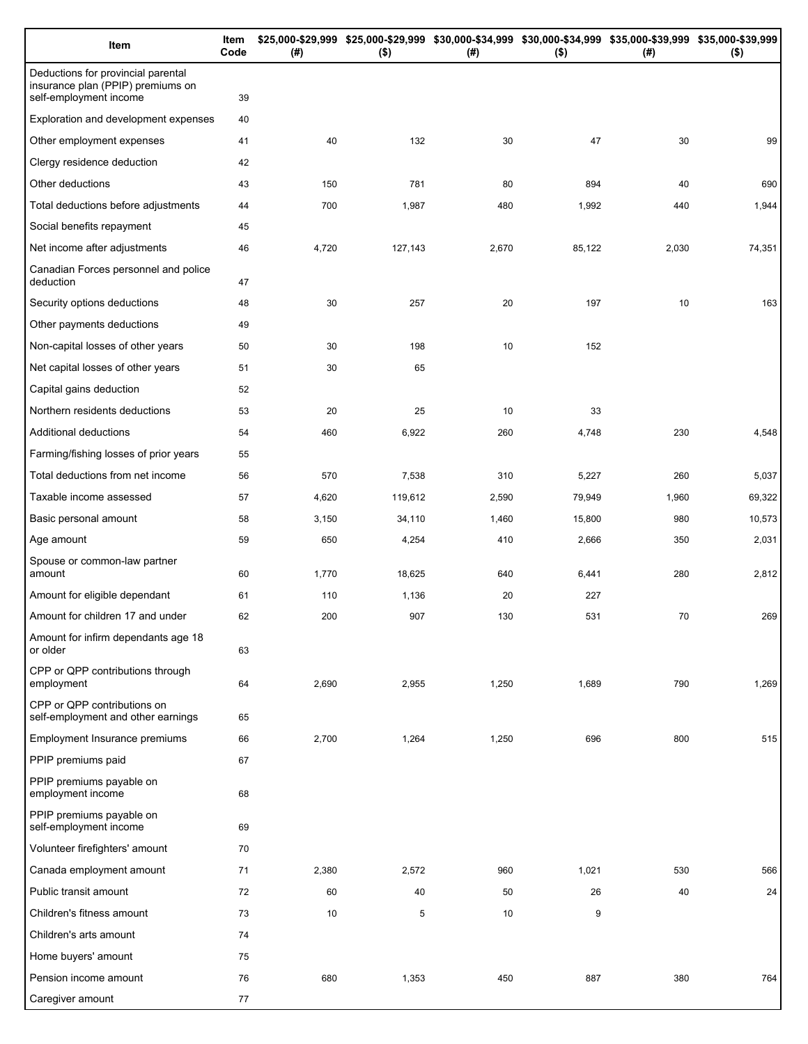| Item | Item Code | $25,000-$29,999 (#) | $25,000-$29,999 ($) | $30,000-$34,999 (#) | $30,000-$34,999 ($) | $35,000-$39,999 (#) | $35,000-$39,999 ($) |
|---|---|---|---|---|---|---|---|
| Deductions for provincial parental insurance plan (PPIP) premiums on self-employment income | 39 | | | | | | |
| Exploration and development expenses | 40 | | | | | | |
| Other employment expenses | 41 | 40 | 132 | 30 | 47 | 30 | 99 |
| Clergy residence deduction | 42 | | | | | | |
| Other deductions | 43 | 150 | 781 | 80 | 894 | 40 | 690 |
| Total deductions before adjustments | 44 | 700 | 1,987 | 480 | 1,992 | 440 | 1,944 |
| Social benefits repayment | 45 | | | | | | |
| Net income after adjustments | 46 | 4,720 | 127,143 | 2,670 | 85,122 | 2,030 | 74,351 |
| Canadian Forces personnel and police deduction | 47 | | | | | | |
| Security options deductions | 48 | 30 | 257 | 20 | 197 | 10 | 163 |
| Other payments deductions | 49 | | | | | | |
| Non-capital losses of other years | 50 | 30 | 198 | 10 | 152 | | |
| Net capital losses of other years | 51 | 30 | 65 | | | | |
| Capital gains deduction | 52 | | | | | | |
| Northern residents deductions | 53 | 20 | 25 | 10 | 33 | | |
| Additional deductions | 54 | 460 | 6,922 | 260 | 4,748 | 230 | 4,548 |
| Farming/fishing losses of prior years | 55 | | | | | | |
| Total deductions from net income | 56 | 570 | 7,538 | 310 | 5,227 | 260 | 5,037 |
| Taxable income assessed | 57 | 4,620 | 119,612 | 2,590 | 79,949 | 1,960 | 69,322 |
| Basic personal amount | 58 | 3,150 | 34,110 | 1,460 | 15,800 | 980 | 10,573 |
| Age amount | 59 | 650 | 4,254 | 410 | 2,666 | 350 | 2,031 |
| Spouse or common-law partner amount | 60 | 1,770 | 18,625 | 640 | 6,441 | 280 | 2,812 |
| Amount for eligible dependant | 61 | 110 | 1,136 | 20 | 227 | | |
| Amount for children 17 and under | 62 | 200 | 907 | 130 | 531 | 70 | 269 |
| Amount for infirm dependants age 18 or older | 63 | | | | | | |
| CPP or QPP contributions through employment | 64 | 2,690 | 2,955 | 1,250 | 1,689 | 790 | 1,269 |
| CPP or QPP contributions on self-employment and other earnings | 65 | | | | | | |
| Employment Insurance premiums | 66 | 2,700 | 1,264 | 1,250 | 696 | 800 | 515 |
| PPIP premiums paid | 67 | | | | | | |
| PPIP premiums payable on employment income | 68 | | | | | | |
| PPIP premiums payable on self-employment income | 69 | | | | | | |
| Volunteer firefighters' amount | 70 | | | | | | |
| Canada employment amount | 71 | 2,380 | 2,572 | 960 | 1,021 | 530 | 566 |
| Public transit amount | 72 | 60 | 40 | 50 | 26 | 40 | 24 |
| Children's fitness amount | 73 | 10 | 5 | 10 | 9 | | |
| Children's arts amount | 74 | | | | | | |
| Home buyers' amount | 75 | | | | | | |
| Pension income amount | 76 | 680 | 1,353 | 450 | 887 | 380 | 764 |
| Caregiver amount | 77 | | | | | | |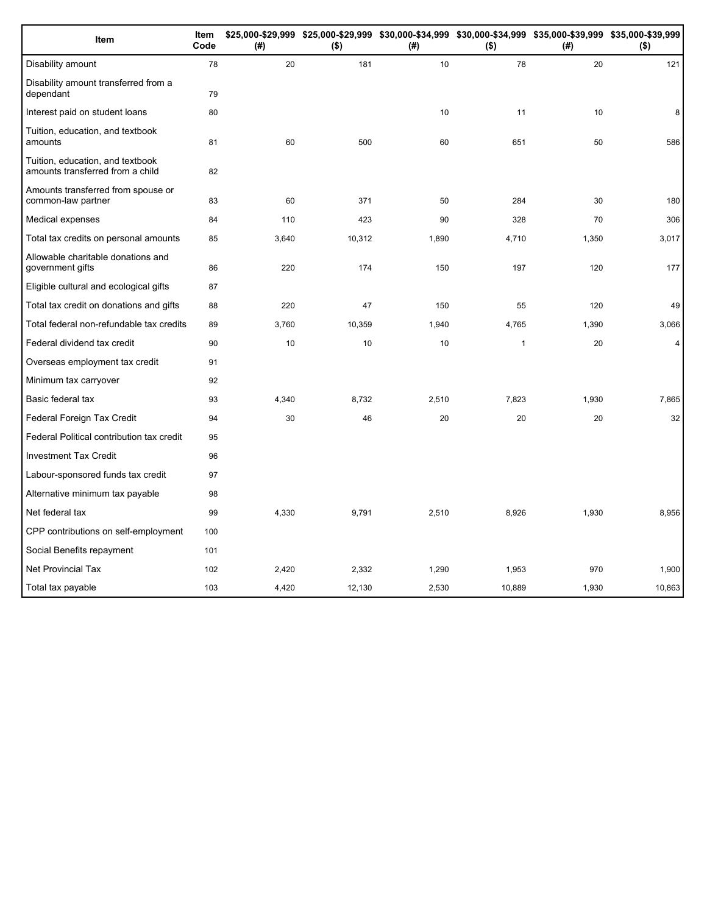| Item | Item Code | $25,000-$29,999 (#) | $25,000-$29,999 ($) | $30,000-$34,999 (#) | $30,000-$34,999 ($) | $35,000-$39,999 (#) | $35,000-$39,999 ($) |
|---|---|---|---|---|---|---|---|
| Disability amount | 78 | 20 | 181 | 10 | 78 | 20 | 121 |
| Disability amount transferred from a dependant | 79 | | | | | | |
| Interest paid on student loans | 80 | | | 10 | 11 | 10 | 8 |
| Tuition, education, and textbook amounts | 81 | 60 | 500 | 60 | 651 | 50 | 586 |
| Tuition, education, and textbook amounts transferred from a child | 82 | | | | | | |
| Amounts transferred from spouse or common-law partner | 83 | 60 | 371 | 50 | 284 | 30 | 180 |
| Medical expenses | 84 | 110 | 423 | 90 | 328 | 70 | 306 |
| Total tax credits on personal amounts | 85 | 3,640 | 10,312 | 1,890 | 4,710 | 1,350 | 3,017 |
| Allowable charitable donations and government gifts | 86 | 220 | 174 | 150 | 197 | 120 | 177 |
| Eligible cultural and ecological gifts | 87 | | | | | | |
| Total tax credit on donations and gifts | 88 | 220 | 47 | 150 | 55 | 120 | 49 |
| Total federal non-refundable tax credits | 89 | 3,760 | 10,359 | 1,940 | 4,765 | 1,390 | 3,066 |
| Federal dividend tax credit | 90 | 10 | 10 | 10 | 1 | 20 | 4 |
| Overseas employment tax credit | 91 | | | | | | |
| Minimum tax carryover | 92 | | | | | | |
| Basic federal tax | 93 | 4,340 | 8,732 | 2,510 | 7,823 | 1,930 | 7,865 |
| Federal Foreign Tax Credit | 94 | 30 | 46 | 20 | 20 | 20 | 32 |
| Federal Political contribution tax credit | 95 | | | | | | |
| Investment Tax Credit | 96 | | | | | | |
| Labour-sponsored funds tax credit | 97 | | | | | | |
| Alternative minimum tax payable | 98 | | | | | | |
| Net federal tax | 99 | 4,330 | 9,791 | 2,510 | 8,926 | 1,930 | 8,956 |
| CPP contributions on self-employment | 100 | | | | | | |
| Social Benefits repayment | 101 | | | | | | |
| Net Provincial Tax | 102 | 2,420 | 2,332 | 1,290 | 1,953 | 970 | 1,900 |
| Total tax payable | 103 | 4,420 | 12,130 | 2,530 | 10,889 | 1,930 | 10,863 |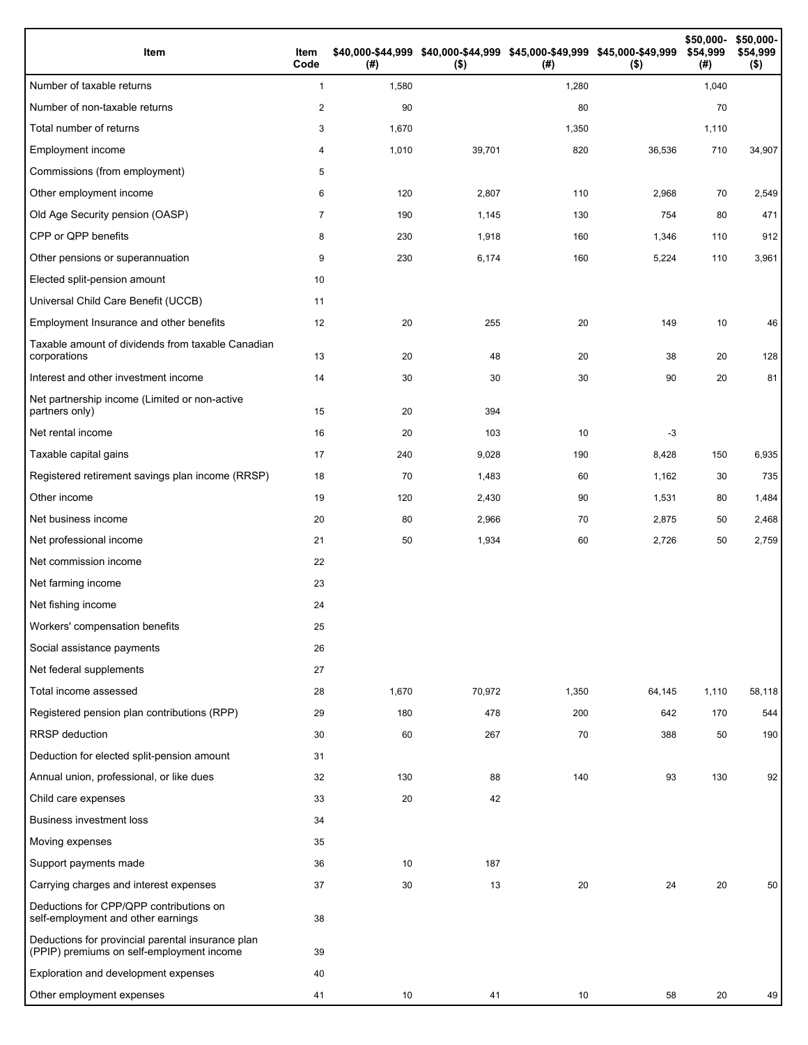| Item | Item Code | $40,000-$44,999 (#) | $40,000-$44,999 ($) | $45,000-$49,999 (#) | $45,000-$49,999 ($) | $50,000-$54,999 (#) | $50,000-$54,999 ($) |
|---|---|---|---|---|---|---|---|
| Number of taxable returns | 1 | 1,580 | | 1,280 | | 1,040 | |
| Number of non-taxable returns | 2 | 90 | | 80 | | 70 | |
| Total number of returns | 3 | 1,670 | | 1,350 | | 1,110 | |
| Employment income | 4 | 1,010 | 39,701 | 820 | 36,536 | 710 | 34,907 |
| Commissions (from employment) | 5 | | | | | | |
| Other employment income | 6 | 120 | 2,807 | 110 | 2,968 | 70 | 2,549 |
| Old Age Security pension (OASP) | 7 | 190 | 1,145 | 130 | 754 | 80 | 471 |
| CPP or QPP benefits | 8 | 230 | 1,918 | 160 | 1,346 | 110 | 912 |
| Other pensions or superannuation | 9 | 230 | 6,174 | 160 | 5,224 | 110 | 3,961 |
| Elected split-pension amount | 10 | | | | | | |
| Universal Child Care Benefit (UCCB) | 11 | | | | | | |
| Employment Insurance and other benefits | 12 | 20 | 255 | 20 | 149 | 10 | 46 |
| Taxable amount of dividends from taxable Canadian corporations | 13 | 20 | 48 | 20 | 38 | 20 | 128 |
| Interest and other investment income | 14 | 30 | 30 | 30 | 90 | 20 | 81 |
| Net partnership income (Limited or non-active partners only) | 15 | 20 | 394 | | | | |
| Net rental income | 16 | 20 | 103 | 10 | -3 | | |
| Taxable capital gains | 17 | 240 | 9,028 | 190 | 8,428 | 150 | 6,935 |
| Registered retirement savings plan income (RRSP) | 18 | 70 | 1,483 | 60 | 1,162 | 30 | 735 |
| Other income | 19 | 120 | 2,430 | 90 | 1,531 | 80 | 1,484 |
| Net business income | 20 | 80 | 2,966 | 70 | 2,875 | 50 | 2,468 |
| Net professional income | 21 | 50 | 1,934 | 60 | 2,726 | 50 | 2,759 |
| Net commission income | 22 | | | | | | |
| Net farming income | 23 | | | | | | |
| Net fishing income | 24 | | | | | | |
| Workers' compensation benefits | 25 | | | | | | |
| Social assistance payments | 26 | | | | | | |
| Net federal supplements | 27 | | | | | | |
| Total income assessed | 28 | 1,670 | 70,972 | 1,350 | 64,145 | 1,110 | 58,118 |
| Registered pension plan contributions (RPP) | 29 | 180 | 478 | 200 | 642 | 170 | 544 |
| RRSP deduction | 30 | 60 | 267 | 70 | 388 | 50 | 190 |
| Deduction for elected split-pension amount | 31 | | | | | | |
| Annual union, professional, or like dues | 32 | 130 | 88 | 140 | 93 | 130 | 92 |
| Child care expenses | 33 | 20 | 42 | | | | |
| Business investment loss | 34 | | | | | | |
| Moving expenses | 35 | | | | | | |
| Support payments made | 36 | 10 | 187 | | | | |
| Carrying charges and interest expenses | 37 | 30 | 13 | 20 | 24 | 20 | 50 |
| Deductions for CPP/QPP contributions on self-employment and other earnings | 38 | | | | | | |
| Deductions for provincial parental insurance plan (PPIP) premiums on self-employment income | 39 | | | | | | |
| Exploration and development expenses | 40 | | | | | | |
| Other employment expenses | 41 | 10 | 41 | 10 | 58 | 20 | 49 |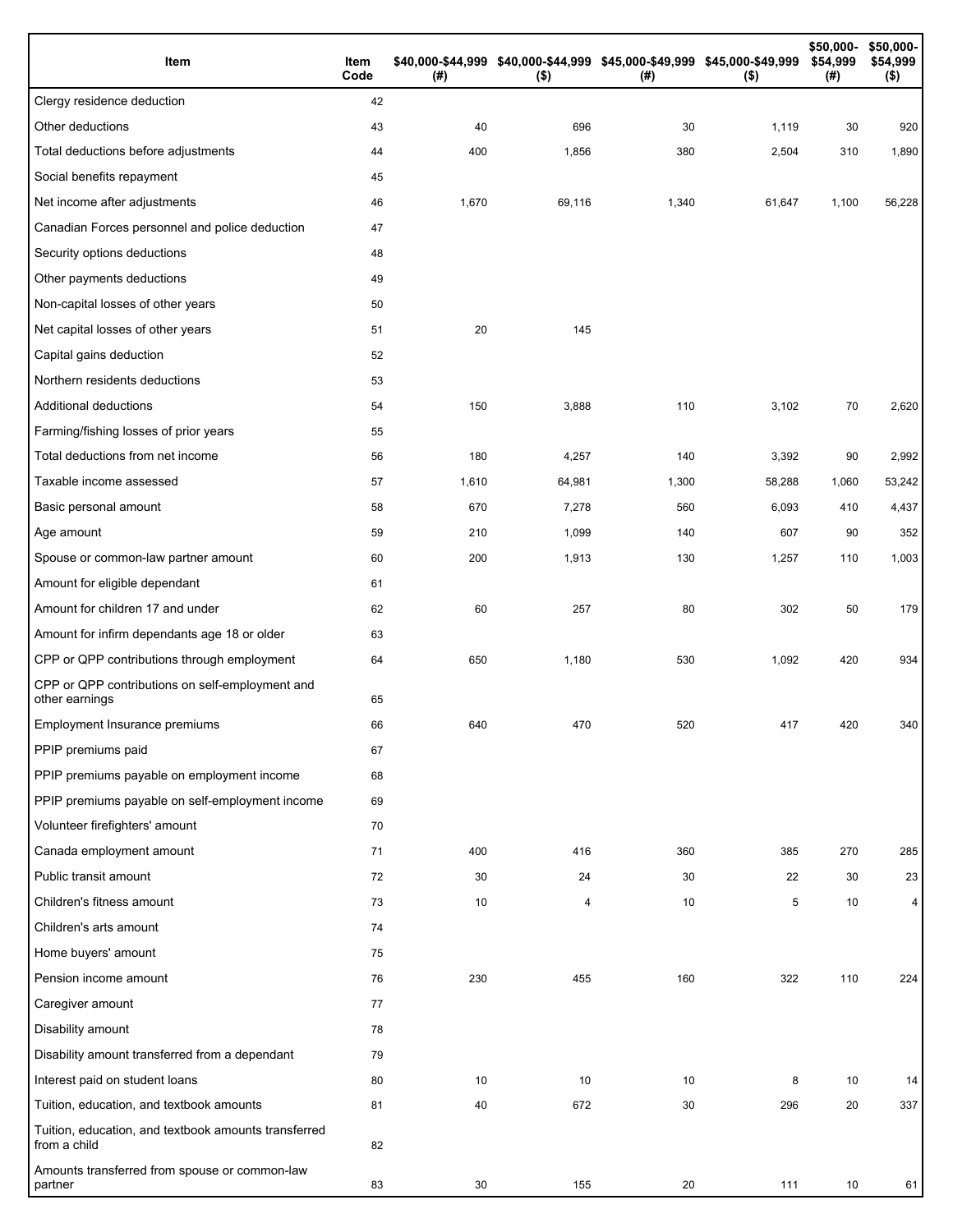| Item | Item Code | $40,000-$44,999 (#) | $40,000-$44,999 ($) | $45,000-$49,999 (#) | $45,000-$49,999 ($) | $50,000-$54,999 (#) | $50,000-$54,999 ($) |
|---|---|---|---|---|---|---|---|
| Clergy residence deduction | 42 | | | | | | |
| Other deductions | 43 | 40 | 696 | 30 | 1,119 | 30 | 920 |
| Total deductions before adjustments | 44 | 400 | 1,856 | 380 | 2,504 | 310 | 1,890 |
| Social benefits repayment | 45 | | | | | | |
| Net income after adjustments | 46 | 1,670 | 69,116 | 1,340 | 61,647 | 1,100 | 56,228 |
| Canadian Forces personnel and police deduction | 47 | | | | | | |
| Security options deductions | 48 | | | | | | |
| Other payments deductions | 49 | | | | | | |
| Non-capital losses of other years | 50 | | | | | | |
| Net capital losses of other years | 51 | 20 | 145 | | | | |
| Capital gains deduction | 52 | | | | | | |
| Northern residents deductions | 53 | | | | | | |
| Additional deductions | 54 | 150 | 3,888 | 110 | 3,102 | 70 | 2,620 |
| Farming/fishing losses of prior years | 55 | | | | | | |
| Total deductions from net income | 56 | 180 | 4,257 | 140 | 3,392 | 90 | 2,992 |
| Taxable income assessed | 57 | 1,610 | 64,981 | 1,300 | 58,288 | 1,060 | 53,242 |
| Basic personal amount | 58 | 670 | 7,278 | 560 | 6,093 | 410 | 4,437 |
| Age amount | 59 | 210 | 1,099 | 140 | 607 | 90 | 352 |
| Spouse or common-law partner amount | 60 | 200 | 1,913 | 130 | 1,257 | 110 | 1,003 |
| Amount for eligible dependant | 61 | | | | | | |
| Amount for children 17 and under | 62 | 60 | 257 | 80 | 302 | 50 | 179 |
| Amount for infirm dependants age 18 or older | 63 | | | | | | |
| CPP or QPP contributions through employment | 64 | 650 | 1,180 | 530 | 1,092 | 420 | 934 |
| CPP or QPP contributions on self-employment and other earnings | 65 | | | | | | |
| Employment Insurance premiums | 66 | 640 | 470 | 520 | 417 | 420 | 340 |
| PPIP premiums paid | 67 | | | | | | |
| PPIP premiums payable on employment income | 68 | | | | | | |
| PPIP premiums payable on self-employment income | 69 | | | | | | |
| Volunteer firefighters' amount | 70 | | | | | | |
| Canada employment amount | 71 | 400 | 416 | 360 | 385 | 270 | 285 |
| Public transit amount | 72 | 30 | 24 | 30 | 22 | 30 | 23 |
| Children's fitness amount | 73 | 10 | 4 | 10 | 5 | 10 | 4 |
| Children's arts amount | 74 | | | | | | |
| Home buyers' amount | 75 | | | | | | |
| Pension income amount | 76 | 230 | 455 | 160 | 322 | 110 | 224 |
| Caregiver amount | 77 | | | | | | |
| Disability amount | 78 | | | | | | |
| Disability amount transferred from a dependant | 79 | | | | | | |
| Interest paid on student loans | 80 | 10 | 10 | 10 | 8 | 10 | 14 |
| Tuition, education, and textbook amounts | 81 | 40 | 672 | 30 | 296 | 20 | 337 |
| Tuition, education, and textbook amounts transferred from a child | 82 | | | | | | |
| Amounts transferred from spouse or common-law partner | 83 | 30 | 155 | 20 | 111 | 10 | 61 |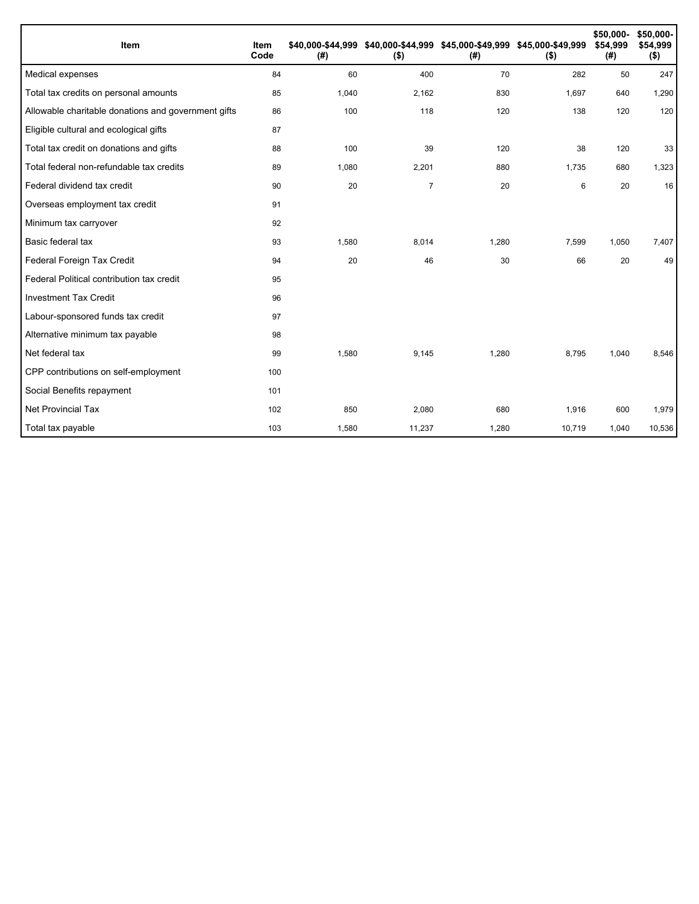| Item | Item Code | $40,000-$44,999 (#) | $40,000-$44,999 ($) | $45,000-$49,999 (#) | $45,000-$49,999 ($) | $50,000-$54,999 (#) | $50,000-$54,999 ($) |
| --- | --- | --- | --- | --- | --- | --- | --- |
| Medical expenses | 84 | 60 | 400 | 70 | 282 | 50 | 247 |
| Total tax credits on personal amounts | 85 | 1,040 | 2,162 | 830 | 1,697 | 640 | 1,290 |
| Allowable charitable donations and government gifts | 86 | 100 | 118 | 120 | 138 | 120 | 120 |
| Eligible cultural and ecological gifts | 87 | | | | | | |
| Total tax credit on donations and gifts | 88 | 100 | 39 | 120 | 38 | 120 | 33 |
| Total federal non-refundable tax credits | 89 | 1,080 | 2,201 | 880 | 1,735 | 680 | 1,323 |
| Federal dividend tax credit | 90 | 20 | 7 | 20 | 6 | 20 | 16 |
| Overseas employment tax credit | 91 | | | | | | |
| Minimum tax carryover | 92 | | | | | | |
| Basic federal tax | 93 | 1,580 | 8,014 | 1,280 | 7,599 | 1,050 | 7,407 |
| Federal Foreign Tax Credit | 94 | 20 | 46 | 30 | 66 | 20 | 49 |
| Federal Political contribution tax credit | 95 | | | | | | |
| Investment Tax Credit | 96 | | | | | | |
| Labour-sponsored funds tax credit | 97 | | | | | | |
| Alternative minimum tax payable | 98 | | | | | | |
| Net federal tax | 99 | 1,580 | 9,145 | 1,280 | 8,795 | 1,040 | 8,546 |
| CPP contributions on self-employment | 100 | | | | | | |
| Social Benefits repayment | 101 | | | | | | |
| Net Provincial Tax | 102 | 850 | 2,080 | 680 | 1,916 | 600 | 1,979 |
| Total tax payable | 103 | 1,580 | 11,237 | 1,280 | 10,719 | 1,040 | 10,536 |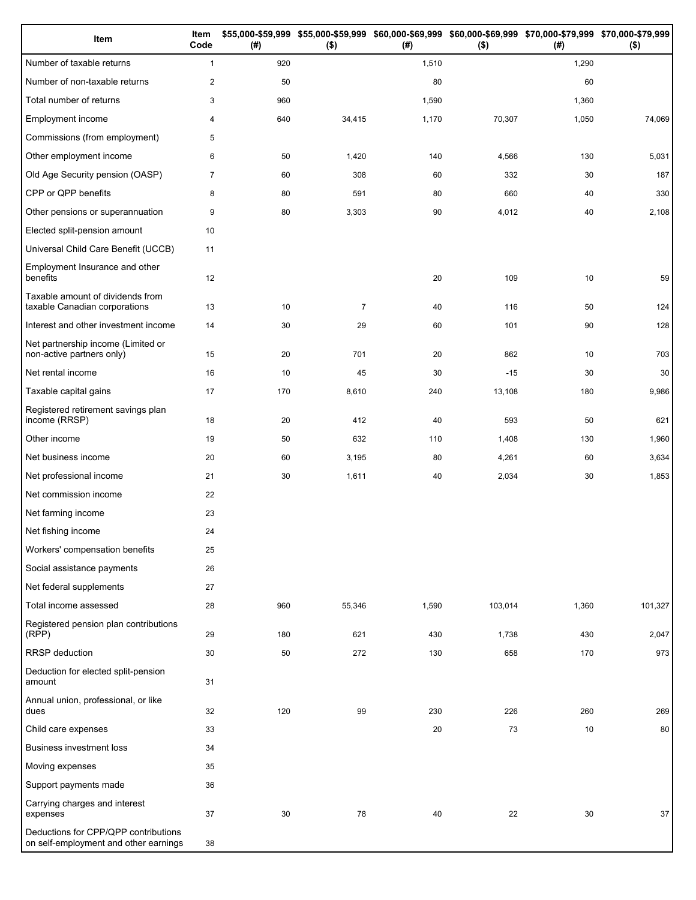| Item | Item Code | $55,000-$59,999 (#) | $55,000-$59,999 ($) | $60,000-$69,999 (#) | $60,000-$69,999 ($) | $70,000-$79,999 (#) | $70,000-$79,999 ($) |
|---|---|---|---|---|---|---|---|
| Number of taxable returns | 1 | 920 | | 1,510 | | 1,290 | |
| Number of non-taxable returns | 2 | 50 | | 80 | | 60 | |
| Total number of returns | 3 | 960 | | 1,590 | | 1,360 | |
| Employment income | 4 | 640 | 34,415 | 1,170 | 70,307 | 1,050 | 74,069 |
| Commissions (from employment) | 5 | | | | | | |
| Other employment income | 6 | 50 | 1,420 | 140 | 4,566 | 130 | 5,031 |
| Old Age Security pension (OASP) | 7 | 60 | 308 | 60 | 332 | 30 | 187 |
| CPP or QPP benefits | 8 | 80 | 591 | 80 | 660 | 40 | 330 |
| Other pensions or superannuation | 9 | 80 | 3,303 | 90 | 4,012 | 40 | 2,108 |
| Elected split-pension amount | 10 | | | | | | |
| Universal Child Care Benefit (UCCB) | 11 | | | | | | |
| Employment Insurance and other benefits | 12 | | | 20 | 109 | 10 | 59 |
| Taxable amount of dividends from taxable Canadian corporations | 13 | 10 | 7 | 40 | 116 | 50 | 124 |
| Interest and other investment income | 14 | 30 | 29 | 60 | 101 | 90 | 128 |
| Net partnership income (Limited or non-active partners only) | 15 | 20 | 701 | 20 | 862 | 10 | 703 |
| Net rental income | 16 | 10 | 45 | 30 | -15 | 30 | 30 |
| Taxable capital gains | 17 | 170 | 8,610 | 240 | 13,108 | 180 | 9,986 |
| Registered retirement savings plan income (RRSP) | 18 | 20 | 412 | 40 | 593 | 50 | 621 |
| Other income | 19 | 50 | 632 | 110 | 1,408 | 130 | 1,960 |
| Net business income | 20 | 60 | 3,195 | 80 | 4,261 | 60 | 3,634 |
| Net professional income | 21 | 30 | 1,611 | 40 | 2,034 | 30 | 1,853 |
| Net commission income | 22 | | | | | | |
| Net farming income | 23 | | | | | | |
| Net fishing income | 24 | | | | | | |
| Workers' compensation benefits | 25 | | | | | | |
| Social assistance payments | 26 | | | | | | |
| Net federal supplements | 27 | | | | | | |
| Total income assessed | 28 | 960 | 55,346 | 1,590 | 103,014 | 1,360 | 101,327 |
| Registered pension plan contributions (RPP) | 29 | 180 | 621 | 430 | 1,738 | 430 | 2,047 |
| RRSP deduction | 30 | 50 | 272 | 130 | 658 | 170 | 973 |
| Deduction for elected split-pension amount | 31 | | | | | | |
| Annual union, professional, or like dues | 32 | 120 | 99 | 230 | 226 | 260 | 269 |
| Child care expenses | 33 | | | 20 | 73 | 10 | 80 |
| Business investment loss | 34 | | | | | | |
| Moving expenses | 35 | | | | | | |
| Support payments made | 36 | | | | | | |
| Carrying charges and interest expenses | 37 | 30 | 78 | 40 | 22 | 30 | 37 |
| Deductions for CPP/QPP contributions on self-employment and other earnings | 38 | | | | | | |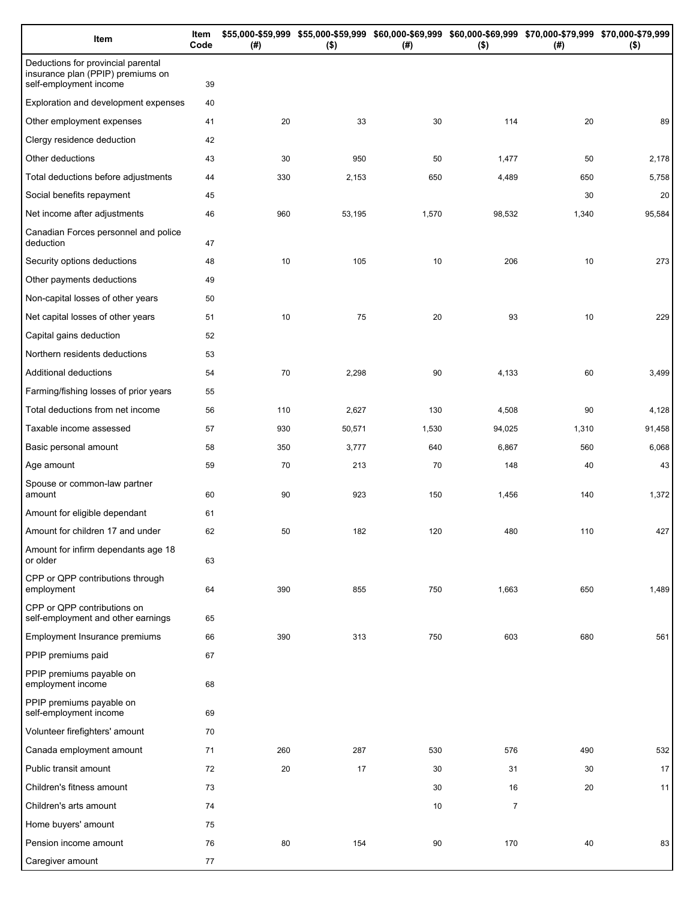| Item | Item Code | $55,000-$59,999 (#) | $55,000-$59,999 ($) | $60,000-$69,999 (#) | $60,000-$69,999 ($) | $70,000-$79,999 (#) | $70,000-$79,999 ($) |
|---|---|---|---|---|---|---|---|
| Deductions for provincial parental insurance plan (PPIP) premiums on self-employment income | 39 | | | | | | |
| Exploration and development expenses | 40 | | | | | | |
| Other employment expenses | 41 | 20 | 33 | 30 | 114 | 20 | 89 |
| Clergy residence deduction | 42 | | | | | | |
| Other deductions | 43 | 30 | 950 | 50 | 1,477 | 50 | 2,178 |
| Total deductions before adjustments | 44 | 330 | 2,153 | 650 | 4,489 | 650 | 5,758 |
| Social benefits repayment | 45 | | | | | 30 | 20 |
| Net income after adjustments | 46 | 960 | 53,195 | 1,570 | 98,532 | 1,340 | 95,584 |
| Canadian Forces personnel and police deduction | 47 | | | | | | |
| Security options deductions | 48 | 10 | 105 | 10 | 206 | 10 | 273 |
| Other payments deductions | 49 | | | | | | |
| Non-capital losses of other years | 50 | | | | | | |
| Net capital losses of other years | 51 | 10 | 75 | 20 | 93 | 10 | 229 |
| Capital gains deduction | 52 | | | | | | |
| Northern residents deductions | 53 | | | | | | |
| Additional deductions | 54 | 70 | 2,298 | 90 | 4,133 | 60 | 3,499 |
| Farming/fishing losses of prior years | 55 | | | | | | |
| Total deductions from net income | 56 | 110 | 2,627 | 130 | 4,508 | 90 | 4,128 |
| Taxable income assessed | 57 | 930 | 50,571 | 1,530 | 94,025 | 1,310 | 91,458 |
| Basic personal amount | 58 | 350 | 3,777 | 640 | 6,867 | 560 | 6,068 |
| Age amount | 59 | 70 | 213 | 70 | 148 | 40 | 43 |
| Spouse or common-law partner amount | 60 | 90 | 923 | 150 | 1,456 | 140 | 1,372 |
| Amount for eligible dependant | 61 | | | | | | |
| Amount for children 17 and under | 62 | 50 | 182 | 120 | 480 | 110 | 427 |
| Amount for infirm dependants age 18 or older | 63 | | | | | | |
| CPP or QPP contributions through employment | 64 | 390 | 855 | 750 | 1,663 | 650 | 1,489 |
| CPP or QPP contributions on self-employment and other earnings | 65 | | | | | | |
| Employment Insurance premiums | 66 | 390 | 313 | 750 | 603 | 680 | 561 |
| PPIP premiums paid | 67 | | | | | | |
| PPIP premiums payable on employment income | 68 | | | | | | |
| PPIP premiums payable on self-employment income | 69 | | | | | | |
| Volunteer firefighters' amount | 70 | | | | | | |
| Canada employment amount | 71 | 260 | 287 | 530 | 576 | 490 | 532 |
| Public transit amount | 72 | 20 | 17 | 30 | 31 | 30 | 17 |
| Children's fitness amount | 73 | | | 30 | 16 | 20 | 11 |
| Children's arts amount | 74 | | | 10 | 7 | | |
| Home buyers' amount | 75 | | | | | | |
| Pension income amount | 76 | 80 | 154 | 90 | 170 | 40 | 83 |
| Caregiver amount | 77 | | | | | | |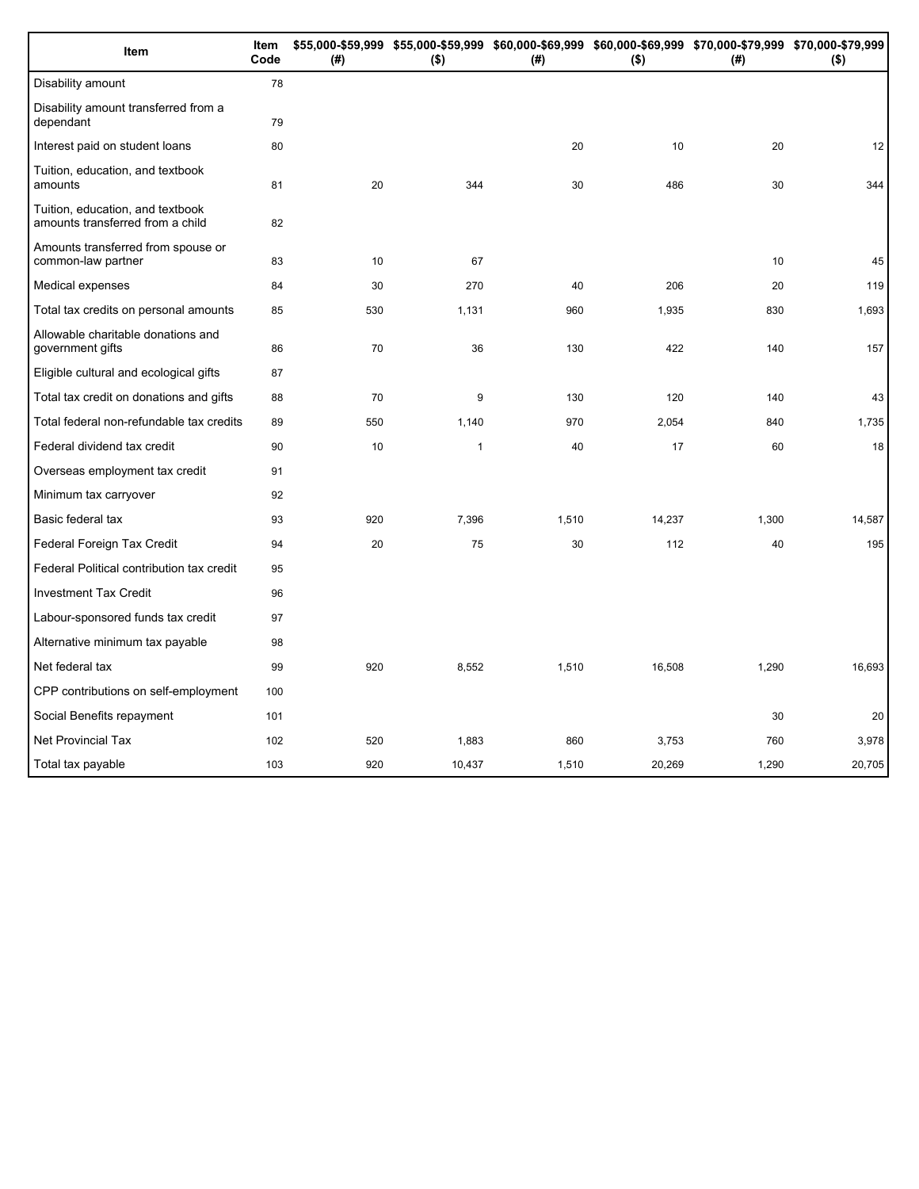| Item | Item Code | \$55,000-\$59,999 (#) | \$55,000-\$59,999 (\$) | \$60,000-\$69,999 (#) | \$60,000-\$69,999 (\$) | \$70,000-\$79,999 (#) | \$70,000-\$79,999 (\$) |
|---|---|---|---|---|---|---|---|
| Disability amount | 78 | | | | | | |
| Disability amount transferred from a dependant | 79 | | | | | | |
| Interest paid on student loans | 80 | | | 20 | 10 | 20 | 12 |
| Tuition, education, and textbook amounts | 81 | 20 | 344 | 30 | 486 | 30 | 344 |
| Tuition, education, and textbook amounts transferred from a child | 82 | | | | | | |
| Amounts transferred from spouse or common-law partner | 83 | 10 | 67 | | | 10 | 45 |
| Medical expenses | 84 | 30 | 270 | 40 | 206 | 20 | 119 |
| Total tax credits on personal amounts | 85 | 530 | 1,131 | 960 | 1,935 | 830 | 1,693 |
| Allowable charitable donations and government gifts | 86 | 70 | 36 | 130 | 422 | 140 | 157 |
| Eligible cultural and ecological gifts | 87 | | | | | | |
| Total tax credit on donations and gifts | 88 | 70 | 9 | 130 | 120 | 140 | 43 |
| Total federal non-refundable tax credits | 89 | 550 | 1,140 | 970 | 2,054 | 840 | 1,735 |
| Federal dividend tax credit | 90 | 10 | 1 | 40 | 17 | 60 | 18 |
| Overseas employment tax credit | 91 | | | | | | |
| Minimum tax carryover | 92 | | | | | | |
| Basic federal tax | 93 | 920 | 7,396 | 1,510 | 14,237 | 1,300 | 14,587 |
| Federal Foreign Tax Credit | 94 | 20 | 75 | 30 | 112 | 40 | 195 |
| Federal Political contribution tax credit | 95 | | | | | | |
| Investment Tax Credit | 96 | | | | | | |
| Labour-sponsored funds tax credit | 97 | | | | | | |
| Alternative minimum tax payable | 98 | | | | | | |
| Net federal tax | 99 | 920 | 8,552 | 1,510 | 16,508 | 1,290 | 16,693 |
| CPP contributions on self-employment | 100 | | | | | | |
| Social Benefits repayment | 101 | | | | | 30 | 20 |
| Net Provincial Tax | 102 | 520 | 1,883 | 860 | 3,753 | 760 | 3,978 |
| Total tax payable | 103 | 920 | 10,437 | 1,510 | 20,269 | 1,290 | 20,705 |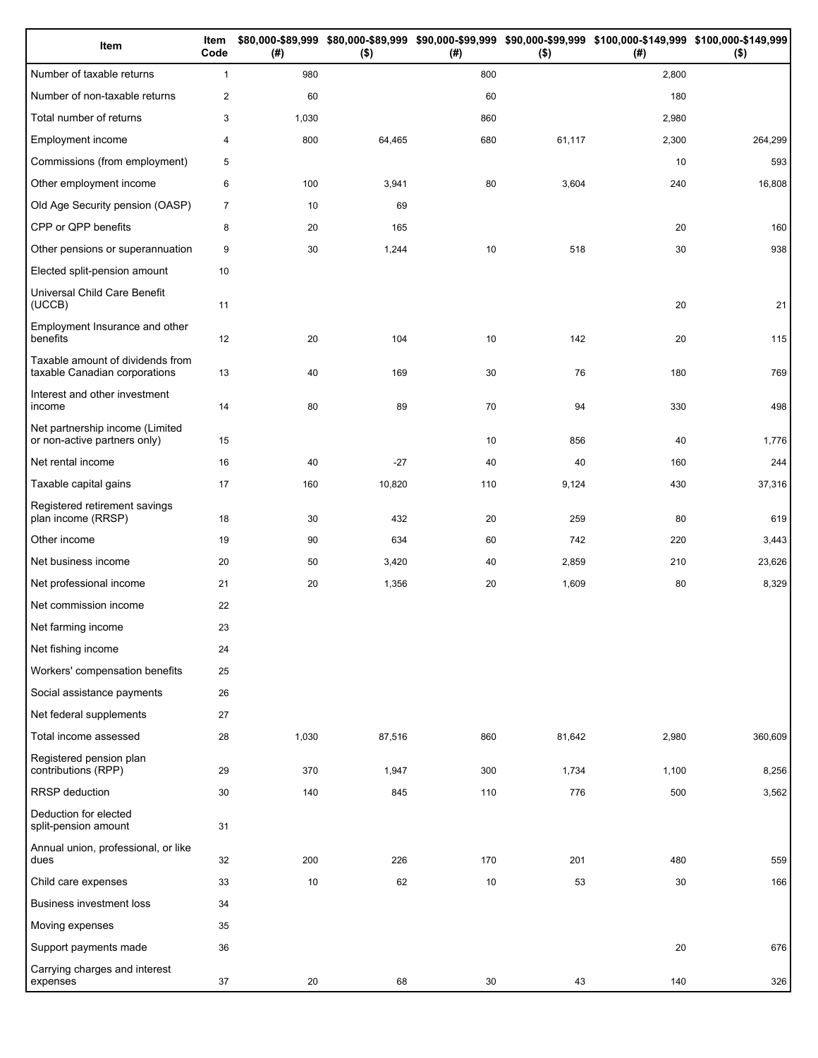| Item | Item Code | $80,000-$89,999 (#) | $80,000-$89,999 ($) | $90,000-$99,999 (#) | $90,000-$99,999 ($) | $100,000-$149,999 (#) | $100,000-$149,999 ($) |
|---|---|---|---|---|---|---|---|
| Number of taxable returns | 1 | 980 | | 800 | | 2,800 | |
| Number of non-taxable returns | 2 | 60 | | 60 | | 180 | |
| Total number of returns | 3 | 1,030 | | 860 | | 2,980 | |
| Employment income | 4 | 800 | 64,465 | 680 | 61,117 | 2,300 | 264,299 |
| Commissions (from employment) | 5 | | | | | 10 | 593 |
| Other employment income | 6 | 100 | 3,941 | 80 | 3,604 | 240 | 16,808 |
| Old Age Security pension (OASP) | 7 | 10 | 69 | | | | |
| CPP or QPP benefits | 8 | 20 | 165 | | | 20 | 160 |
| Other pensions or superannuation | 9 | 30 | 1,244 | 10 | 518 | 30 | 938 |
| Elected split-pension amount | 10 | | | | | | |
| Universal Child Care Benefit (UCCB) | 11 | | | | | 20 | 21 |
| Employment Insurance and other benefits | 12 | 20 | 104 | 10 | 142 | 20 | 115 |
| Taxable amount of dividends from taxable Canadian corporations | 13 | 40 | 169 | 30 | 76 | 180 | 769 |
| Interest and other investment income | 14 | 80 | 89 | 70 | 94 | 330 | 498 |
| Net partnership income (Limited or non-active partners only) | 15 | | | 10 | 856 | 40 | 1,776 |
| Net rental income | 16 | 40 | -27 | 40 | 40 | 160 | 244 |
| Taxable capital gains | 17 | 160 | 10,820 | 110 | 9,124 | 430 | 37,316 |
| Registered retirement savings plan income (RRSP) | 18 | 30 | 432 | 20 | 259 | 80 | 619 |
| Other income | 19 | 90 | 634 | 60 | 742 | 220 | 3,443 |
| Net business income | 20 | 50 | 3,420 | 40 | 2,859 | 210 | 23,626 |
| Net professional income | 21 | 20 | 1,356 | 20 | 1,609 | 80 | 8,329 |
| Net commission income | 22 | | | | | | |
| Net farming income | 23 | | | | | | |
| Net fishing income | 24 | | | | | | |
| Workers' compensation benefits | 25 | | | | | | |
| Social assistance payments | 26 | | | | | | |
| Net federal supplements | 27 | | | | | | |
| Total income assessed | 28 | 1,030 | 87,516 | 860 | 81,642 | 2,980 | 360,609 |
| Registered pension plan contributions (RPP) | 29 | 370 | 1,947 | 300 | 1,734 | 1,100 | 8,256 |
| RRSP deduction | 30 | 140 | 845 | 110 | 776 | 500 | 3,562 |
| Deduction for elected split-pension amount | 31 | | | | | | |
| Annual union, professional, or like dues | 32 | 200 | 226 | 170 | 201 | 480 | 559 |
| Child care expenses | 33 | 10 | 62 | 10 | 53 | 30 | 166 |
| Business investment loss | 34 | | | | | | |
| Moving expenses | 35 | | | | | | |
| Support payments made | 36 | | | | | 20 | 676 |
| Carrying charges and interest expenses | 37 | 20 | 68 | 30 | 43 | 140 | 326 |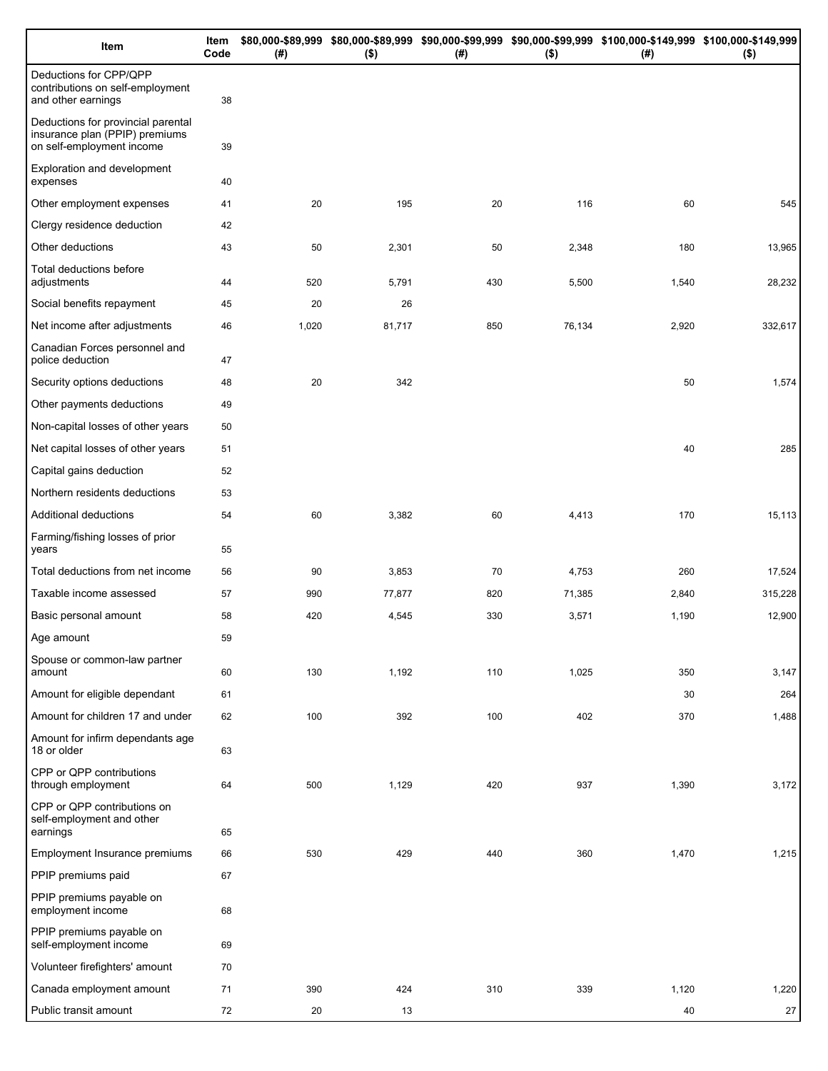| Item | Item Code | $80,000-$89,999 (#) | $80,000-$89,999 ($) | $90,000-$99,999 (#) | $90,000-$99,999 ($) | $100,000-$149,999 (#) | $100,000-$149,999 ($) |
|---|---|---|---|---|---|---|---|
| Deductions for CPP/QPP contributions on self-employment and other earnings | 38 | | | | | | |
| Deductions for provincial parental insurance plan (PPIP) premiums on self-employment income | 39 | | | | | | |
| Exploration and development expenses | 40 | | | | | | |
| Other employment expenses | 41 | 20 | 195 | 20 | 116 | 60 | 545 |
| Clergy residence deduction | 42 | | | | | | |
| Other deductions | 43 | 50 | 2,301 | 50 | 2,348 | 180 | 13,965 |
| Total deductions before adjustments | 44 | 520 | 5,791 | 430 | 5,500 | 1,540 | 28,232 |
| Social benefits repayment | 45 | 20 | 26 | | | | |
| Net income after adjustments | 46 | 1,020 | 81,717 | 850 | 76,134 | 2,920 | 332,617 |
| Canadian Forces personnel and police deduction | 47 | | | | | | |
| Security options deductions | 48 | 20 | 342 | | | 50 | 1,574 |
| Other payments deductions | 49 | | | | | | |
| Non-capital losses of other years | 50 | | | | | | |
| Net capital losses of other years | 51 | | | | | 40 | 285 |
| Capital gains deduction | 52 | | | | | | |
| Northern residents deductions | 53 | | | | | | |
| Additional deductions | 54 | 60 | 3,382 | 60 | 4,413 | 170 | 15,113 |
| Farming/fishing losses of prior years | 55 | | | | | | |
| Total deductions from net income | 56 | 90 | 3,853 | 70 | 4,753 | 260 | 17,524 |
| Taxable income assessed | 57 | 990 | 77,877 | 820 | 71,385 | 2,840 | 315,228 |
| Basic personal amount | 58 | 420 | 4,545 | 330 | 3,571 | 1,190 | 12,900 |
| Age amount | 59 | | | | | | |
| Spouse or common-law partner amount | 60 | 130 | 1,192 | 110 | 1,025 | 350 | 3,147 |
| Amount for eligible dependant | 61 | | | | | 30 | 264 |
| Amount for children 17 and under | 62 | 100 | 392 | 100 | 402 | 370 | 1,488 |
| Amount for infirm dependants age 18 or older | 63 | | | | | | |
| CPP or QPP contributions through employment | 64 | 500 | 1,129 | 420 | 937 | 1,390 | 3,172 |
| CPP or QPP contributions on self-employment and other earnings | 65 | | | | | | |
| Employment Insurance premiums | 66 | 530 | 429 | 440 | 360 | 1,470 | 1,215 |
| PPIP premiums paid | 67 | | | | | | |
| PPIP premiums payable on employment income | 68 | | | | | | |
| PPIP premiums payable on self-employment income | 69 | | | | | | |
| Volunteer firefighters' amount | 70 | | | | | | |
| Canada employment amount | 71 | 390 | 424 | 310 | 339 | 1,120 | 1,220 |
| Public transit amount | 72 | 20 | 13 | | | 40 | 27 |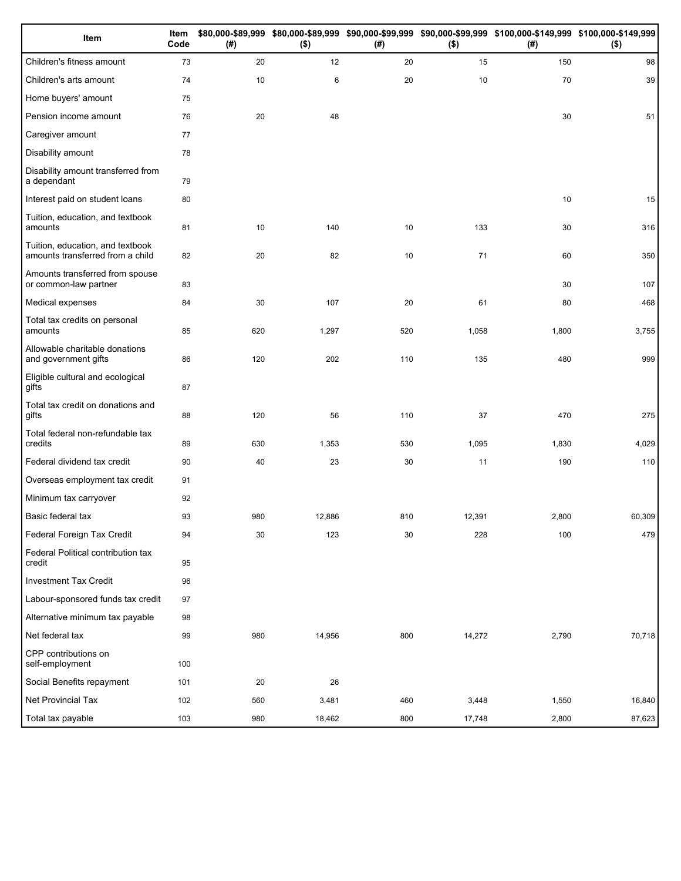| Item | Item Code | $80,000-$89,999 (#) | $80,000-$89,999 ($) | $90,000-$99,999 (#) | $90,000-$99,999 ($) | $100,000-$149,999 (#) | $100,000-$149,999 ($) |
|---|---|---|---|---|---|---|---|
| Children's fitness amount | 73 | 20 | 12 | 20 | 15 | 150 | 98 |
| Children's arts amount | 74 | 10 | 6 | 20 | 10 | 70 | 39 |
| Home buyers' amount | 75 | | | | | | |
| Pension income amount | 76 | 20 | 48 | | | 30 | 51 |
| Caregiver amount | 77 | | | | | | |
| Disability amount | 78 | | | | | | |
| Disability amount transferred from a dependant | 79 | | | | | | |
| Interest paid on student loans | 80 | | | | | 10 | 15 |
| Tuition, education, and textbook amounts | 81 | 10 | 140 | 10 | 133 | 30 | 316 |
| Tuition, education, and textbook amounts transferred from a child | 82 | 20 | 82 | 10 | 71 | 60 | 350 |
| Amounts transferred from spouse or common-law partner | 83 | | | | | 30 | 107 |
| Medical expenses | 84 | 30 | 107 | 20 | 61 | 80 | 468 |
| Total tax credits on personal amounts | 85 | 620 | 1,297 | 520 | 1,058 | 1,800 | 3,755 |
| Allowable charitable donations and government gifts | 86 | 120 | 202 | 110 | 135 | 480 | 999 |
| Eligible cultural and ecological gifts | 87 | | | | | | |
| Total tax credit on donations and gifts | 88 | 120 | 56 | 110 | 37 | 470 | 275 |
| Total federal non-refundable tax credits | 89 | 630 | 1,353 | 530 | 1,095 | 1,830 | 4,029 |
| Federal dividend tax credit | 90 | 40 | 23 | 30 | 11 | 190 | 110 |
| Overseas employment tax credit | 91 | | | | | | |
| Minimum tax carryover | 92 | | | | | | |
| Basic federal tax | 93 | 980 | 12,886 | 810 | 12,391 | 2,800 | 60,309 |
| Federal Foreign Tax Credit | 94 | 30 | 123 | 30 | 228 | 100 | 479 |
| Federal Political contribution tax credit | 95 | | | | | | |
| Investment Tax Credit | 96 | | | | | | |
| Labour-sponsored funds tax credit | 97 | | | | | | |
| Alternative minimum tax payable | 98 | | | | | | |
| Net federal tax | 99 | 980 | 14,956 | 800 | 14,272 | 2,790 | 70,718 |
| CPP contributions on self-employment | 100 | | | | | | |
| Social Benefits repayment | 101 | 20 | 26 | | | | |
| Net Provincial Tax | 102 | 560 | 3,481 | 460 | 3,448 | 1,550 | 16,840 |
| Total tax payable | 103 | 980 | 18,462 | 800 | 17,748 | 2,800 | 87,623 |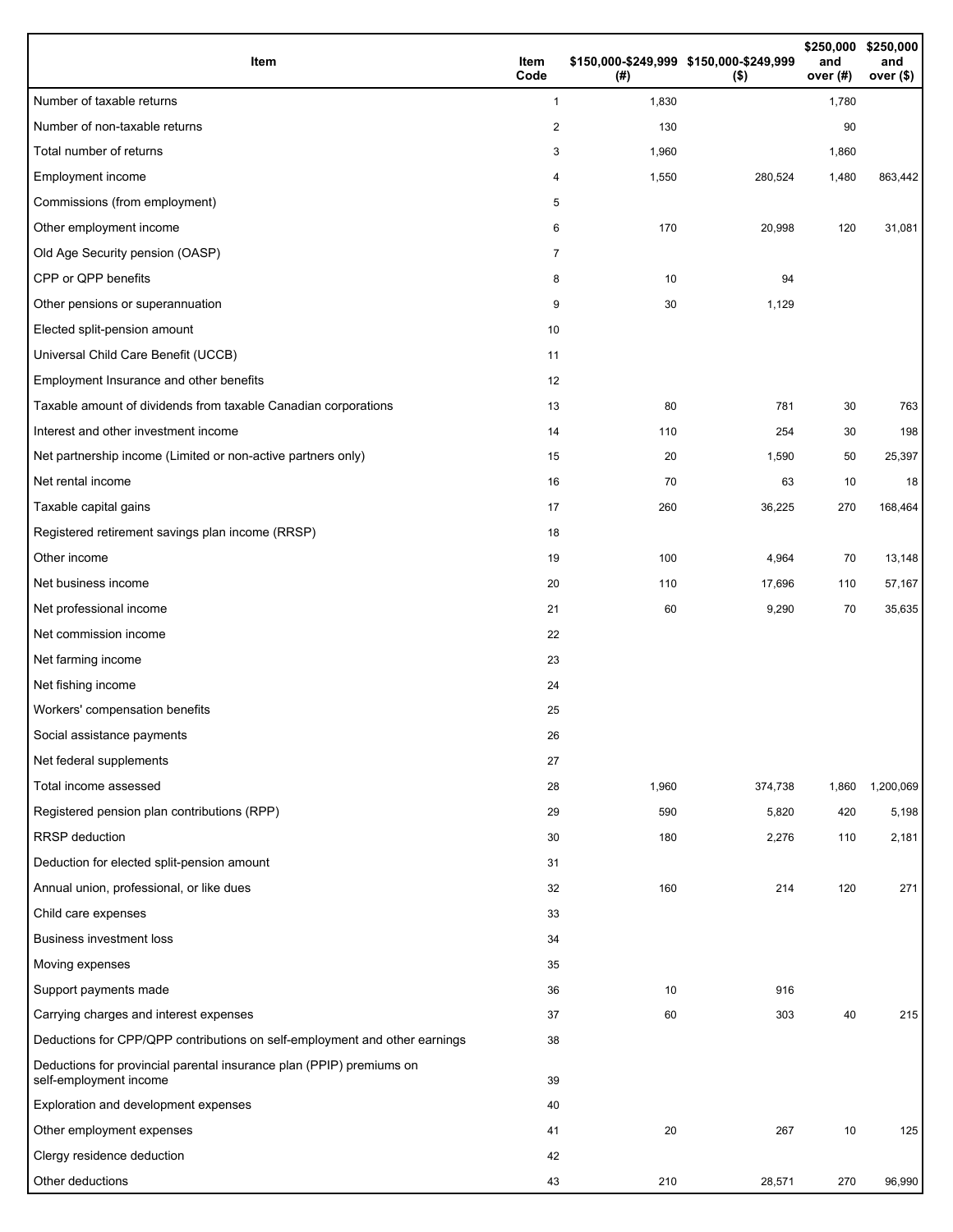| Item | Item Code | $150,000-$249,999 (#) | $150,000-$249,999 ($) | $250,000 and over (#) | $250,000 and over ($) |
|---|---|---|---|---|---|
| Number of taxable returns | 1 | 1,830 | | 1,780 | |
| Number of non-taxable returns | 2 | 130 | | 90 | |
| Total number of returns | 3 | 1,960 | | 1,860 | |
| Employment income | 4 | 1,550 | 280,524 | 1,480 | 863,442 |
| Commissions (from employment) | 5 | | | | |
| Other employment income | 6 | 170 | 20,998 | 120 | 31,081 |
| Old Age Security pension (OASP) | 7 | | | | |
| CPP or QPP benefits | 8 | 10 | 94 | | |
| Other pensions or superannuation | 9 | 30 | 1,129 | | |
| Elected split-pension amount | 10 | | | | |
| Universal Child Care Benefit (UCCB) | 11 | | | | |
| Employment Insurance and other benefits | 12 | | | | |
| Taxable amount of dividends from taxable Canadian corporations | 13 | 80 | 781 | 30 | 763 |
| Interest and other investment income | 14 | 110 | 254 | 30 | 198 |
| Net partnership income (Limited or non-active partners only) | 15 | 20 | 1,590 | 50 | 25,397 |
| Net rental income | 16 | 70 | 63 | 10 | 18 |
| Taxable capital gains | 17 | 260 | 36,225 | 270 | 168,464 |
| Registered retirement savings plan income (RRSP) | 18 | | | | |
| Other income | 19 | 100 | 4,964 | 70 | 13,148 |
| Net business income | 20 | 110 | 17,696 | 110 | 57,167 |
| Net professional income | 21 | 60 | 9,290 | 70 | 35,635 |
| Net commission income | 22 | | | | |
| Net farming income | 23 | | | | |
| Net fishing income | 24 | | | | |
| Workers' compensation benefits | 25 | | | | |
| Social assistance payments | 26 | | | | |
| Net federal supplements | 27 | | | | |
| Total income assessed | 28 | 1,960 | 374,738 | 1,860 | 1,200,069 |
| Registered pension plan contributions (RPP) | 29 | 590 | 5,820 | 420 | 5,198 |
| RRSP deduction | 30 | 180 | 2,276 | 110 | 2,181 |
| Deduction for elected split-pension amount | 31 | | | | |
| Annual union, professional, or like dues | 32 | 160 | 214 | 120 | 271 |
| Child care expenses | 33 | | | | |
| Business investment loss | 34 | | | | |
| Moving expenses | 35 | | | | |
| Support payments made | 36 | 10 | 916 | | |
| Carrying charges and interest expenses | 37 | 60 | 303 | 40 | 215 |
| Deductions for CPP/QPP contributions on self-employment and other earnings | 38 | | | | |
| Deductions for provincial parental insurance plan (PPIP) premiums on self-employment income | 39 | | | | |
| Exploration and development expenses | 40 | | | | |
| Other employment expenses | 41 | 20 | 267 | 10 | 125 |
| Clergy residence deduction | 42 | | | | |
| Other deductions | 43 | 210 | 28,571 | 270 | 96,990 |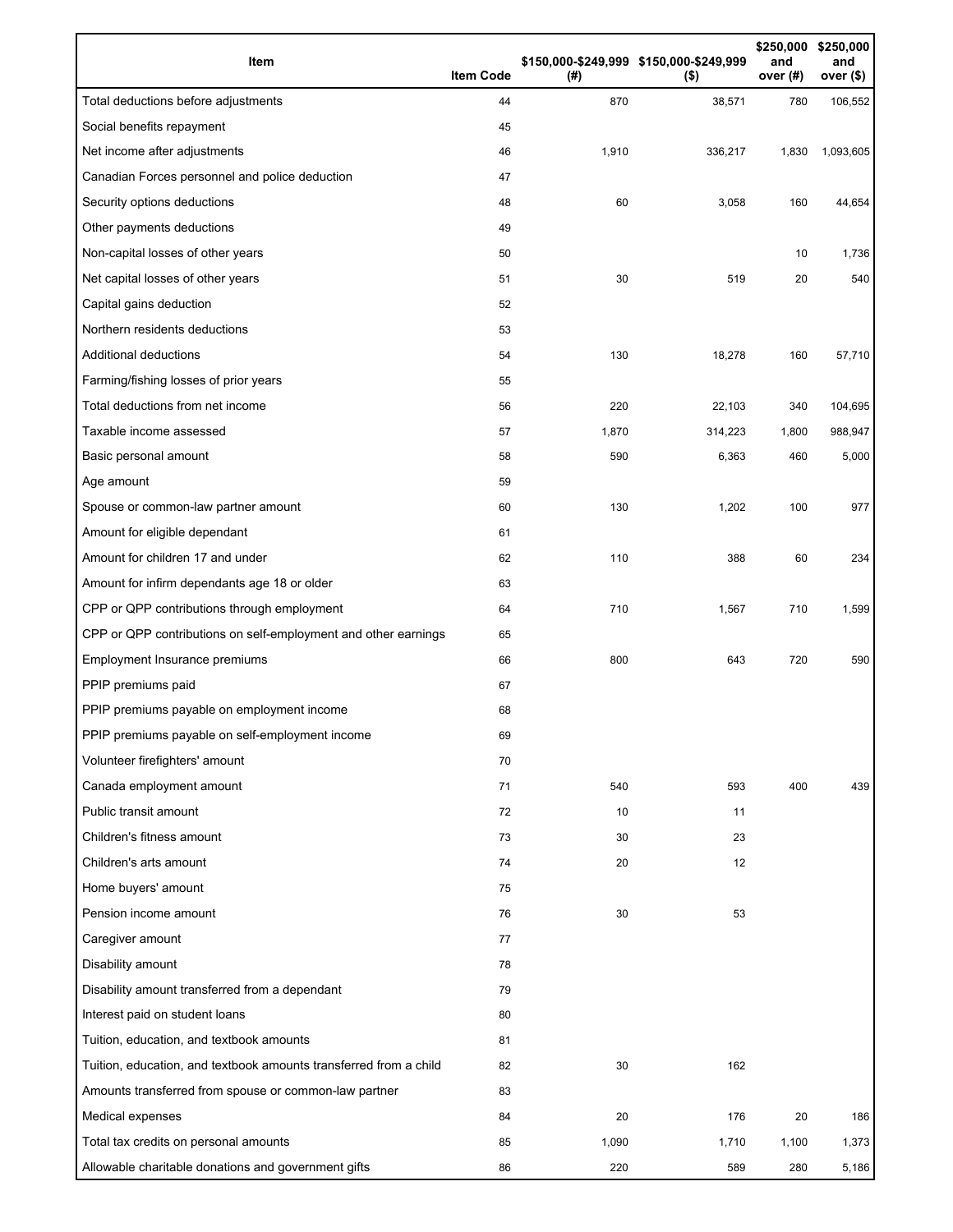| Item | Item Code | $150,000-$249,999 (#) | $150,000-$249,999 ($) | $250,000 and over (#) | $250,000 and over ($) |
|---|---|---|---|---|---|
| Total deductions before adjustments | 44 | 870 | 38,571 | 780 | 106,552 |
| Social benefits repayment | 45 | | | | |
| Net income after adjustments | 46 | 1,910 | 336,217 | 1,830 | 1,093,605 |
| Canadian Forces personnel and police deduction | 47 | | | | |
| Security options deductions | 48 | 60 | 3,058 | 160 | 44,654 |
| Other payments deductions | 49 | | | | |
| Non-capital losses of other years | 50 | | | 10 | 1,736 |
| Net capital losses of other years | 51 | 30 | 519 | 20 | 540 |
| Capital gains deduction | 52 | | | | |
| Northern residents deductions | 53 | | | | |
| Additional deductions | 54 | 130 | 18,278 | 160 | 57,710 |
| Farming/fishing losses of prior years | 55 | | | | |
| Total deductions from net income | 56 | 220 | 22,103 | 340 | 104,695 |
| Taxable income assessed | 57 | 1,870 | 314,223 | 1,800 | 988,947 |
| Basic personal amount | 58 | 590 | 6,363 | 460 | 5,000 |
| Age amount | 59 | | | | |
| Spouse or common-law partner amount | 60 | 130 | 1,202 | 100 | 977 |
| Amount for eligible dependant | 61 | | | | |
| Amount for children 17 and under | 62 | 110 | 388 | 60 | 234 |
| Amount for infirm dependants age 18 or older | 63 | | | | |
| CPP or QPP contributions through employment | 64 | 710 | 1,567 | 710 | 1,599 |
| CPP or QPP contributions on self-employment and other earnings | 65 | | | | |
| Employment Insurance premiums | 66 | 800 | 643 | 720 | 590 |
| PPIP premiums paid | 67 | | | | |
| PPIP premiums payable on employment income | 68 | | | | |
| PPIP premiums payable on self-employment income | 69 | | | | |
| Volunteer firefighters' amount | 70 | | | | |
| Canada employment amount | 71 | 540 | 593 | 400 | 439 |
| Public transit amount | 72 | 10 | 11 | | |
| Children's fitness amount | 73 | 30 | 23 | | |
| Children's arts amount | 74 | 20 | 12 | | |
| Home buyers' amount | 75 | | | | |
| Pension income amount | 76 | 30 | 53 | | |
| Caregiver amount | 77 | | | | |
| Disability amount | 78 | | | | |
| Disability amount transferred from a dependant | 79 | | | | |
| Interest paid on student loans | 80 | | | | |
| Tuition, education, and textbook amounts | 81 | | | | |
| Tuition, education, and textbook amounts transferred from a child | 82 | 30 | 162 | | |
| Amounts transferred from spouse or common-law partner | 83 | | | | |
| Medical expenses | 84 | 20 | 176 | 20 | 186 |
| Total tax credits on personal amounts | 85 | 1,090 | 1,710 | 1,100 | 1,373 |
| Allowable charitable donations and government gifts | 86 | 220 | 589 | 280 | 5,186 |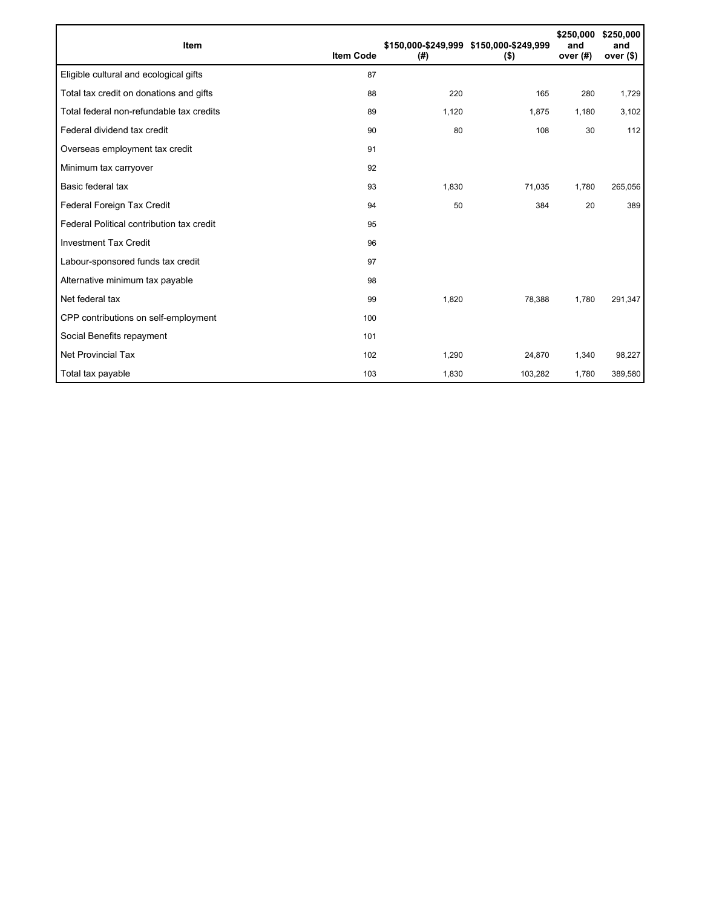| Item | Item Code | $150,000-$249,999 (#) | $150,000-$249,999 ($) | $250,000 and over (#) | $250,000 and over ($) |
|---|---|---|---|---|---|
| Eligible cultural and ecological gifts | 87 | | | | |
| Total tax credit on donations and gifts | 88 | 220 | 165 | 280 | 1,729 |
| Total federal non-refundable tax credits | 89 | 1,120 | 1,875 | 1,180 | 3,102 |
| Federal dividend tax credit | 90 | 80 | 108 | 30 | 112 |
| Overseas employment tax credit | 91 | | | | |
| Minimum tax carryover | 92 | | | | |
| Basic federal tax | 93 | 1,830 | 71,035 | 1,780 | 265,056 |
| Federal Foreign Tax Credit | 94 | 50 | 384 | 20 | 389 |
| Federal Political contribution tax credit | 95 | | | | |
| Investment Tax Credit | 96 | | | | |
| Labour-sponsored funds tax credit | 97 | | | | |
| Alternative minimum tax payable | 98 | | | | |
| Net federal tax | 99 | 1,820 | 78,388 | 1,780 | 291,347 |
| CPP contributions on self-employment | 100 | | | | |
| Social Benefits repayment | 101 | | | | |
| Net Provincial Tax | 102 | 1,290 | 24,870 | 1,340 | 98,227 |
| Total tax payable | 103 | 1,830 | 103,282 | 1,780 | 389,580 |